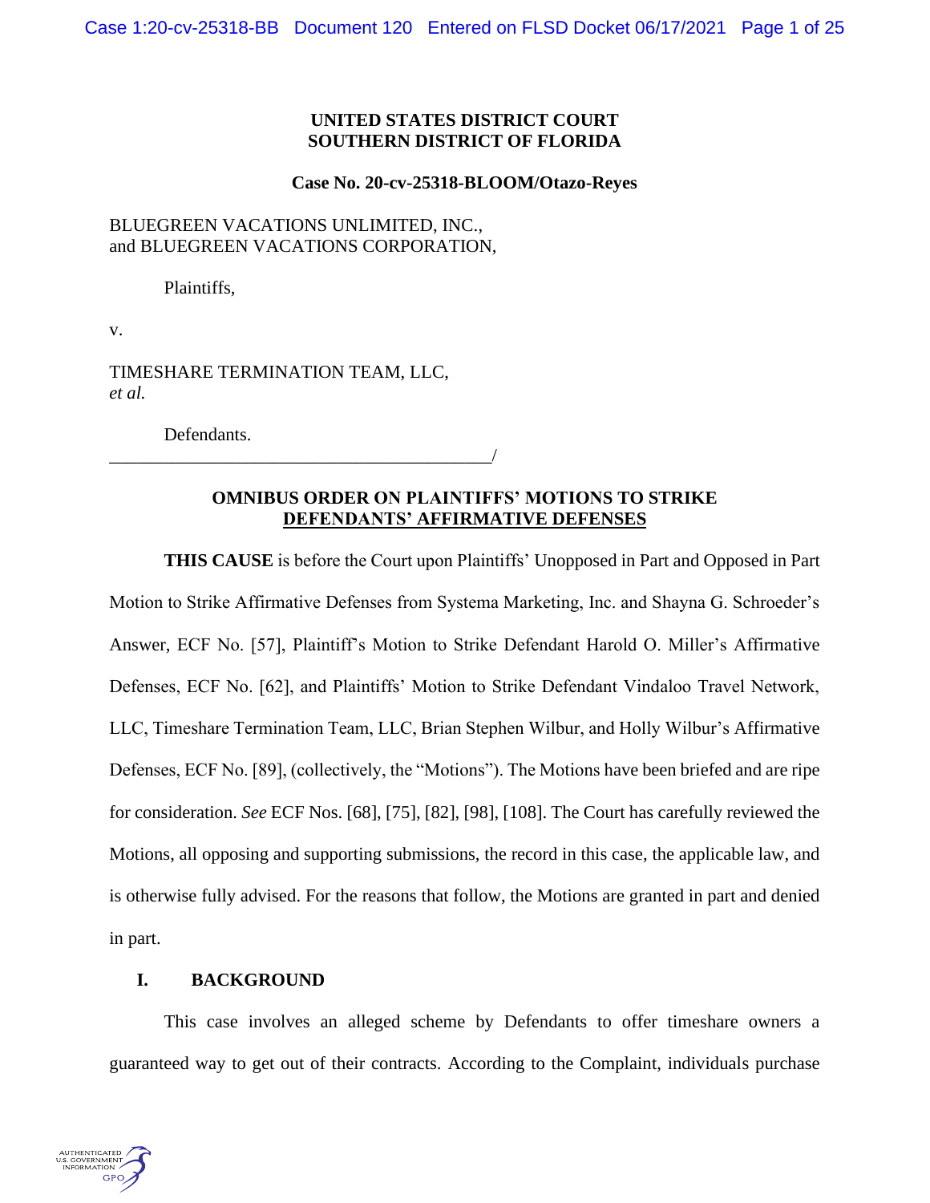**UNITED STATES DISTRICT COURT**
**SOUTHERN DISTRICT OF FLORIDA**

**Case No. 20-cv-25318-BLOOM/Otazo-Reyes**

BLUEGREEN VACATIONS UNLIMITED, INC.,
and BLUEGREEN VACATIONS CORPORATION,

Plaintiffs,

v.

TIMESHARE TERMINATION TEAM, LLC,
*et al.*

Defendants.
_____________________________________________/

**OMNIBUS ORDER ON PLAINTIFFS' MOTIONS TO STRIKE DEFENDANTS' AFFIRMATIVE DEFENSES**

**THIS CAUSE** is before the Court upon Plaintiffs' Unopposed in Part and Opposed in Part Motion to Strike Affirmative Defenses from Systema Marketing, Inc. and Shayna G. Schroeder's Answer, ECF No. [57], Plaintiff's Motion to Strike Defendant Harold O. Miller's Affirmative Defenses, ECF No. [62], and Plaintiffs' Motion to Strike Defendant Vindaloo Travel Network, LLC, Timeshare Termination Team, LLC, Brian Stephen Wilbur, and Holly Wilbur's Affirmative Defenses, ECF No. [89], (collectively, the "Motions"). The Motions have been briefed and are ripe for consideration. *See* ECF Nos. [68], [75], [82], [98], [108]. The Court has carefully reviewed the Motions, all opposing and supporting submissions, the record in this case, the applicable law, and is otherwise fully advised. For the reasons that follow, the Motions are granted in part and denied in part.

## I. BACKGROUND

This case involves an alleged scheme by Defendants to offer timeshare owners a guaranteed way to get out of their contracts. According to the Complaint, individuals purchase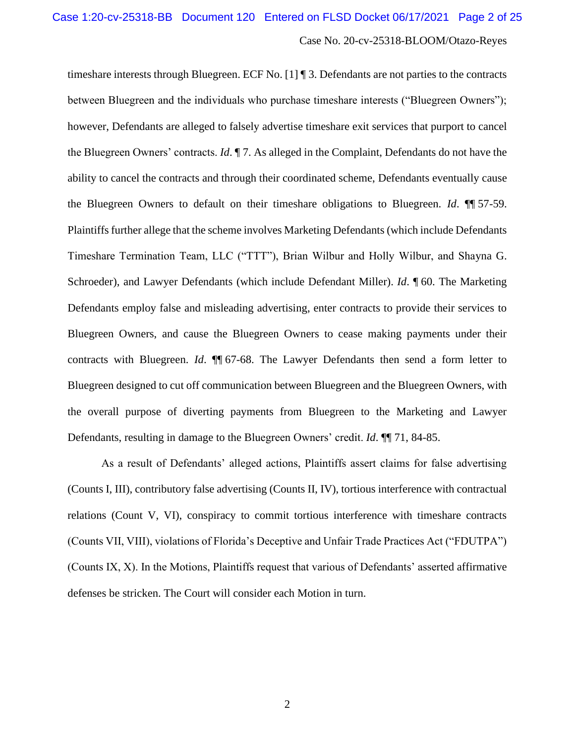timeshare interests through Bluegreen. ECF No. [1] ¶ 3. Defendants are not parties to the contracts between Bluegreen and the individuals who purchase timeshare interests ("Bluegreen Owners"); however, Defendants are alleged to falsely advertise timeshare exit services that purport to cancel the Bluegreen Owners' contracts. *Id*. ¶ 7. As alleged in the Complaint, Defendants do not have the ability to cancel the contracts and through their coordinated scheme, Defendants eventually cause the Bluegreen Owners to default on their timeshare obligations to Bluegreen. *Id*. ¶¶ 57-59. Plaintiffs further allege that the scheme involves Marketing Defendants (which include Defendants Timeshare Termination Team, LLC ("TTT"), Brian Wilbur and Holly Wilbur, and Shayna G. Schroeder), and Lawyer Defendants (which include Defendant Miller). *Id*. ¶ 60. The Marketing Defendants employ false and misleading advertising, enter contracts to provide their services to Bluegreen Owners, and cause the Bluegreen Owners to cease making payments under their contracts with Bluegreen. *Id*. ¶¶ 67-68. The Lawyer Defendants then send a form letter to Bluegreen designed to cut off communication between Bluegreen and the Bluegreen Owners, with the overall purpose of diverting payments from Bluegreen to the Marketing and Lawyer Defendants, resulting in damage to the Bluegreen Owners' credit. *Id*. ¶¶ 71, 84-85.

As a result of Defendants' alleged actions, Plaintiffs assert claims for false advertising (Counts I, III), contributory false advertising (Counts II, IV), tortious interference with contractual relations (Count V, VI), conspiracy to commit tortious interference with timeshare contracts (Counts VII, VIII), violations of Florida's Deceptive and Unfair Trade Practices Act ("FDUTPA") (Counts IX, X). In the Motions, Plaintiffs request that various of Defendants' asserted affirmative defenses be stricken. The Court will consider each Motion in turn.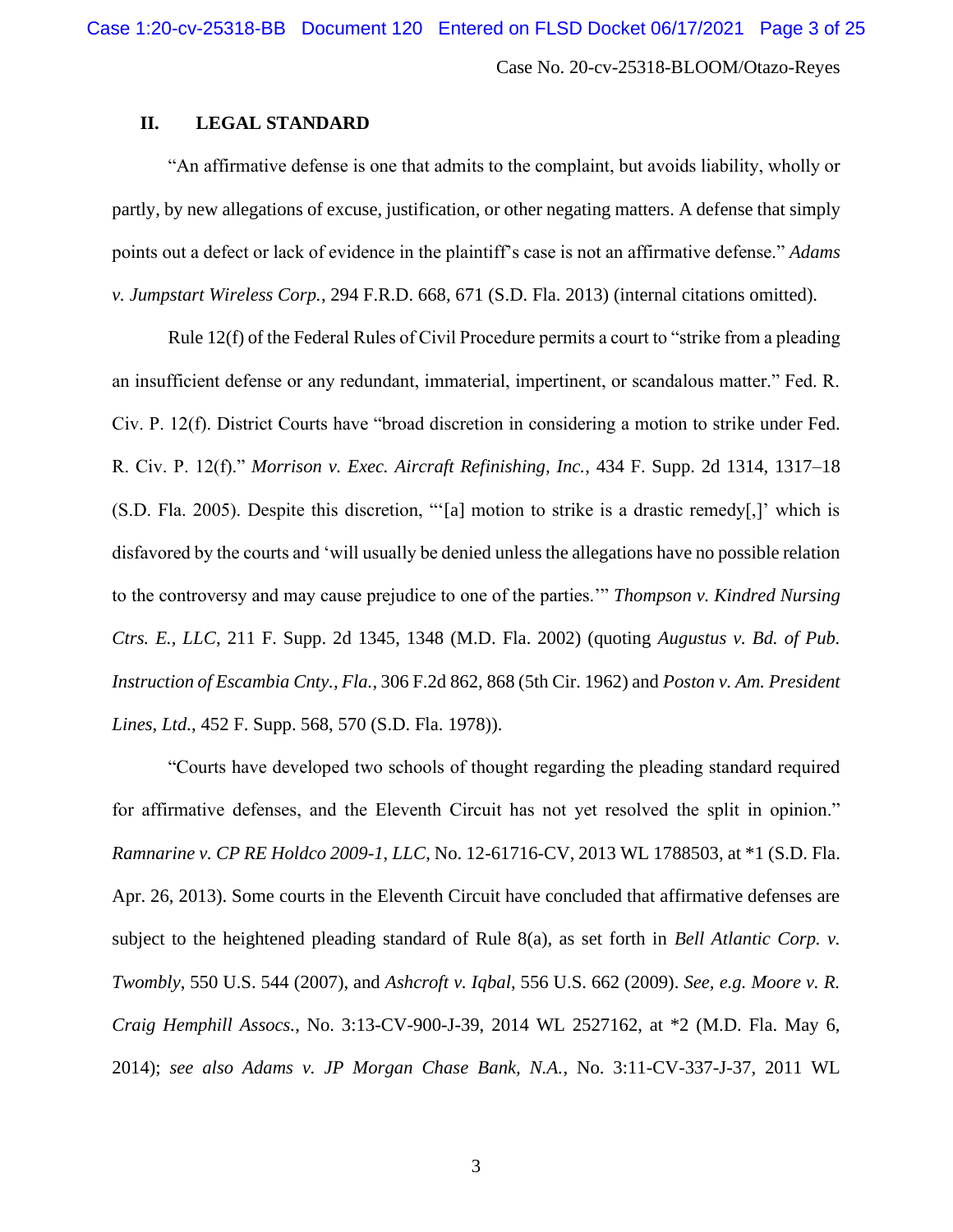## II. LEGAL STANDARD

"An affirmative defense is one that admits to the complaint, but avoids liability, wholly or partly, by new allegations of excuse, justification, or other negating matters. A defense that simply points out a defect or lack of evidence in the plaintiff's case is not an affirmative defense." *Adams v. Jumpstart Wireless Corp.*, 294 F.R.D. 668, 671 (S.D. Fla. 2013) (internal citations omitted).

Rule 12(f) of the Federal Rules of Civil Procedure permits a court to "strike from a pleading an insufficient defense or any redundant, immaterial, impertinent, or scandalous matter." Fed. R. Civ. P. 12(f). District Courts have "broad discretion in considering a motion to strike under Fed. R. Civ. P. 12(f)." *Morrison v. Exec. Aircraft Refinishing, Inc.*, 434 F. Supp. 2d 1314, 1317–18 (S.D. Fla. 2005). Despite this discretion, "'[a] motion to strike is a drastic remedy[,]' which is disfavored by the courts and 'will usually be denied unless the allegations have no possible relation to the controversy and may cause prejudice to one of the parties.'" *Thompson v. Kindred Nursing Ctrs. E., LLC*, 211 F. Supp. 2d 1345, 1348 (M.D. Fla. 2002) (quoting *Augustus v. Bd. of Pub. Instruction of Escambia Cnty., Fla.*, 306 F.2d 862, 868 (5th Cir. 1962) and *Poston v. Am. President Lines, Ltd.*, 452 F. Supp. 568, 570 (S.D. Fla. 1978)).

"Courts have developed two schools of thought regarding the pleading standard required for affirmative defenses, and the Eleventh Circuit has not yet resolved the split in opinion." *Ramnarine v. CP RE Holdco 2009-1, LLC*, No. 12-61716-CV, 2013 WL 1788503, at *1 (S.D. Fla. Apr. 26, 2013). Some courts in the Eleventh Circuit have concluded that affirmative defenses are subject to the heightened pleading standard of Rule 8(a), as set forth in *Bell Atlantic Corp. v. Twombly*, 550 U.S. 544 (2007), and *Ashcroft v. Iqbal*, 556 U.S. 662 (2009). *See, e.g. Moore v. R. Craig Hemphill Assocs.*, No. 3:13-CV-900-J-39, 2014 WL 2527162, at *2 (M.D. Fla. May 6, 2014); *see also Adams v. JP Morgan Chase Bank, N.A.*, No. 3:11-CV-337-J-37, 2011 WL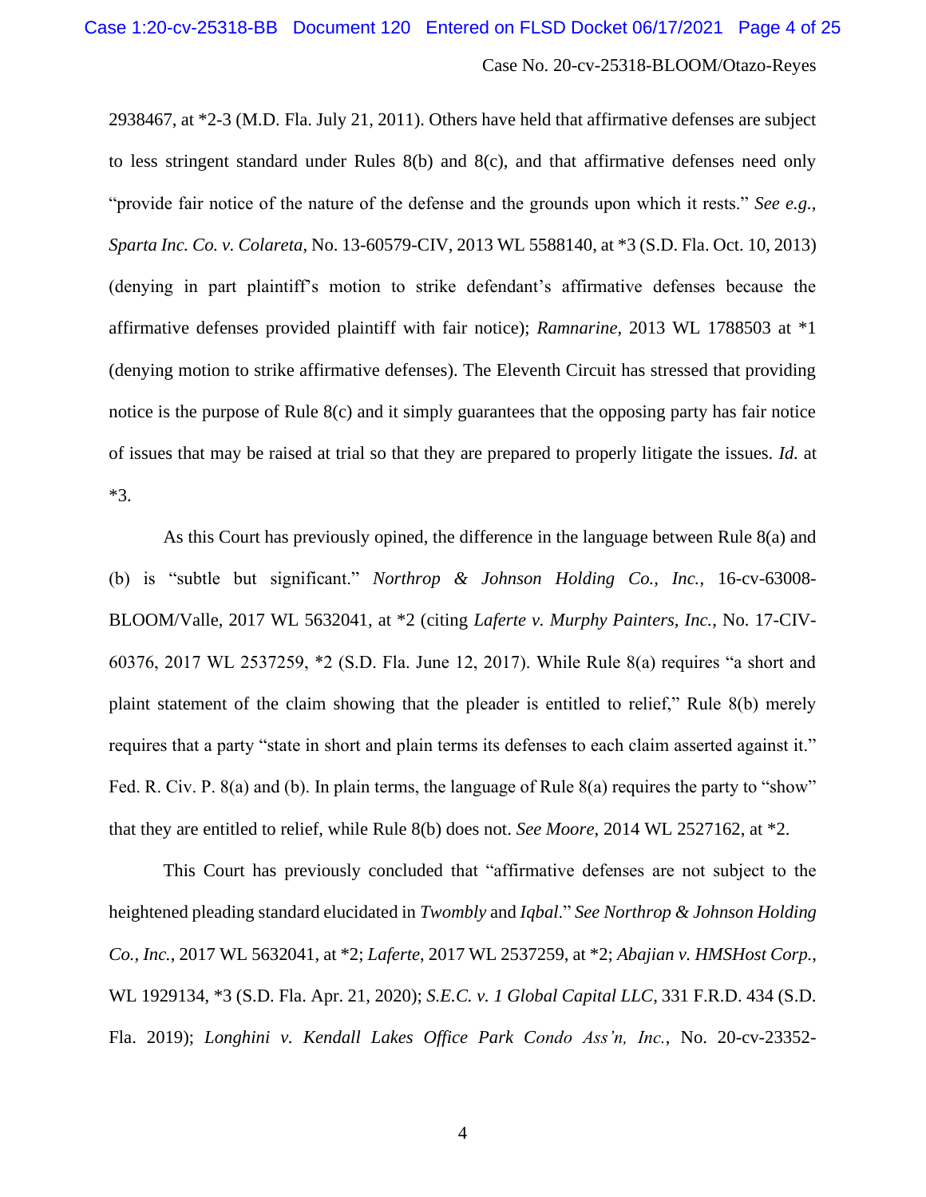2938467, at *2-3 (M.D. Fla. July 21, 2011). Others have held that affirmative defenses are subject to less stringent standard under Rules 8(b) and 8(c), and that affirmative defenses need only "provide fair notice of the nature of the defense and the grounds upon which it rests." *See e.g., Sparta Inc. Co. v. Colareta*, No. 13-60579-CIV, 2013 WL 5588140, at *3 (S.D. Fla. Oct. 10, 2013) (denying in part plaintiff's motion to strike defendant's affirmative defenses because the affirmative defenses provided plaintiff with fair notice); *Ramnarine*, 2013 WL 1788503 at *1 (denying motion to strike affirmative defenses). The Eleventh Circuit has stressed that providing notice is the purpose of Rule 8(c) and it simply guarantees that the opposing party has fair notice of issues that may be raised at trial so that they are prepared to properly litigate the issues. *Id.* at *3.

As this Court has previously opined, the difference in the language between Rule 8(a) and (b) is "subtle but significant." *Northrop & Johnson Holding Co., Inc.*, 16-cv-63008-BLOOM/Valle, 2017 WL 5632041, at *2 (citing *Laferte v. Murphy Painters, Inc.*, No. 17-CIV-60376, 2017 WL 2537259, *2 (S.D. Fla. June 12, 2017). While Rule 8(a) requires "a short and plaint statement of the claim showing that the pleader is entitled to relief," Rule 8(b) merely requires that a party "state in short and plain terms its defenses to each claim asserted against it." Fed. R. Civ. P. 8(a) and (b). In plain terms, the language of Rule 8(a) requires the party to "show" that they are entitled to relief, while Rule 8(b) does not. *See Moore*, 2014 WL 2527162, at *2.

This Court has previously concluded that "affirmative defenses are not subject to the heightened pleading standard elucidated in *Twombly* and *Iqbal*." *See Northrop & Johnson Holding Co., Inc.*, 2017 WL 5632041, at *2; *Laferte*, 2017 WL 2537259, at *2; *Abajian v. HMSHost Corp.*, WL 1929134, *3 (S.D. Fla. Apr. 21, 2020); *S.E.C. v. 1 Global Capital LLC*, 331 F.R.D. 434 (S.D. Fla. 2019); *Longhini v. Kendall Lakes Office Park Condo Ass'n, Inc.*, No. 20-cv-23352-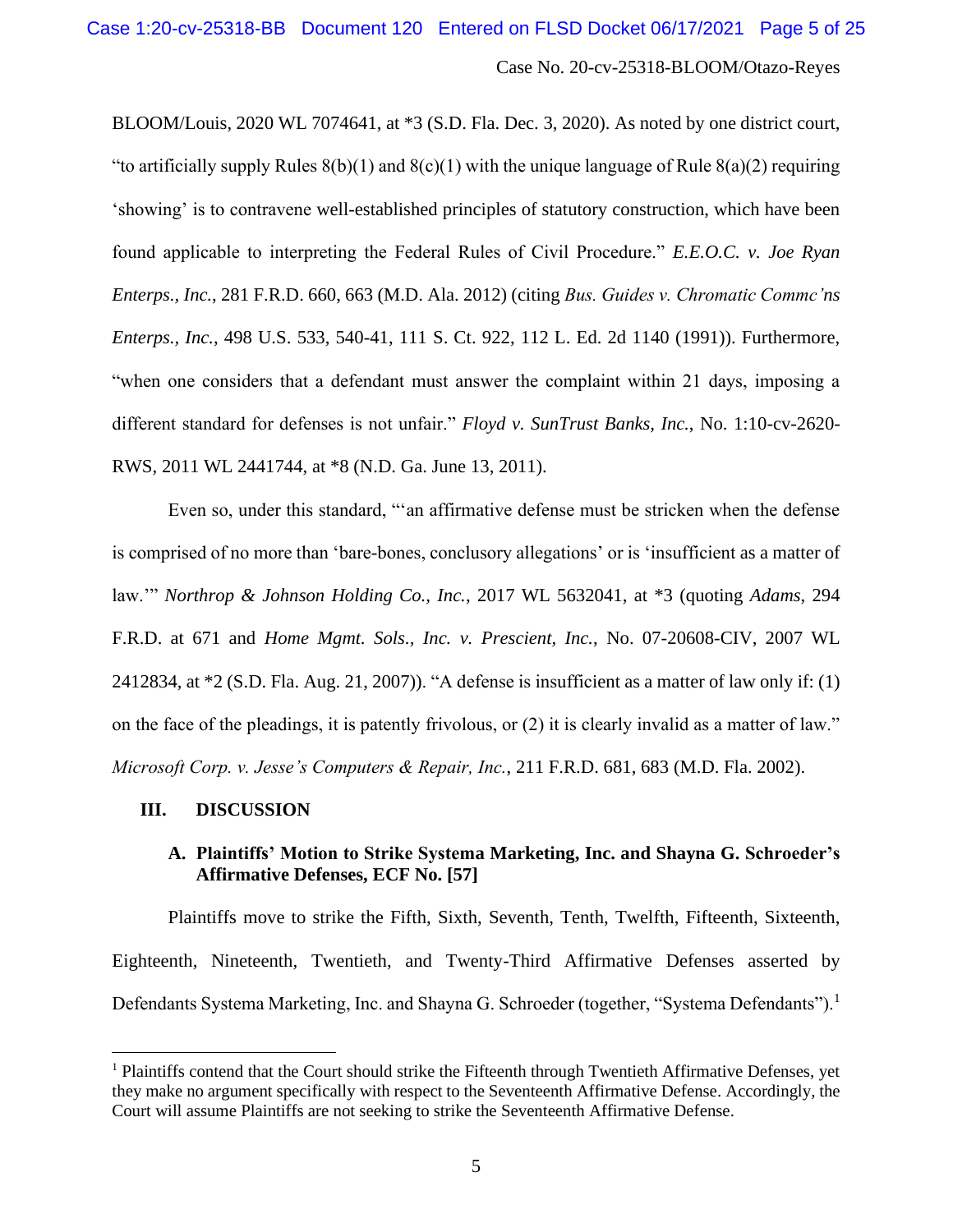BLOOM/Louis, 2020 WL 7074641, at *3 (S.D. Fla. Dec. 3, 2020). As noted by one district court, "to artificially supply Rules 8(b)(1) and 8(c)(1) with the unique language of Rule 8(a)(2) requiring 'showing' is to contravene well-established principles of statutory construction, which have been found applicable to interpreting the Federal Rules of Civil Procedure." *E.E.O.C. v. Joe Ryan Enterps., Inc.*, 281 F.R.D. 660, 663 (M.D. Ala. 2012) (citing *Bus. Guides v. Chromatic Commc'ns Enterps., Inc.*, 498 U.S. 533, 540-41, 111 S. Ct. 922, 112 L. Ed. 2d 1140 (1991)). Furthermore, "when one considers that a defendant must answer the complaint within 21 days, imposing a different standard for defenses is not unfair." *Floyd v. SunTrust Banks, Inc.*, No. 1:10-cv-2620-RWS, 2011 WL 2441744, at *8 (N.D. Ga. June 13, 2011).

Even so, under this standard, "'an affirmative defense must be stricken when the defense is comprised of no more than 'bare-bones, conclusory allegations' or is 'insufficient as a matter of law.'" *Northrop & Johnson Holding Co., Inc.*, 2017 WL 5632041, at *3 (quoting *Adams*, 294 F.R.D. at 671 and *Home Mgmt. Sols., Inc. v. Prescient, Inc.*, No. 07-20608-CIV, 2007 WL 2412834, at *2 (S.D. Fla. Aug. 21, 2007)). "A defense is insufficient as a matter of law only if: (1) on the face of the pleadings, it is patently frivolous, or (2) it is clearly invalid as a matter of law." *Microsoft Corp. v. Jesse's Computers & Repair, Inc.*, 211 F.R.D. 681, 683 (M.D. Fla. 2002).

## III. DISCUSSION

### A. Plaintiffs' Motion to Strike Systema Marketing, Inc. and Shayna G. Schroeder's Affirmative Defenses, ECF No. [57]

Plaintiffs move to strike the Fifth, Sixth, Seventh, Tenth, Twelfth, Fifteenth, Sixteenth, Eighteenth, Nineteenth, Twentieth, and Twenty-Third Affirmative Defenses asserted by Defendants Systema Marketing, Inc. and Shayna G. Schroeder (together, "Systema Defendants").[1]

[1] Plaintiffs contend that the Court should strike the Fifteenth through Twentieth Affirmative Defenses, yet they make no argument specifically with respect to the Seventeenth Affirmative Defense. Accordingly, the Court will assume Plaintiffs are not seeking to strike the Seventeenth Affirmative Defense.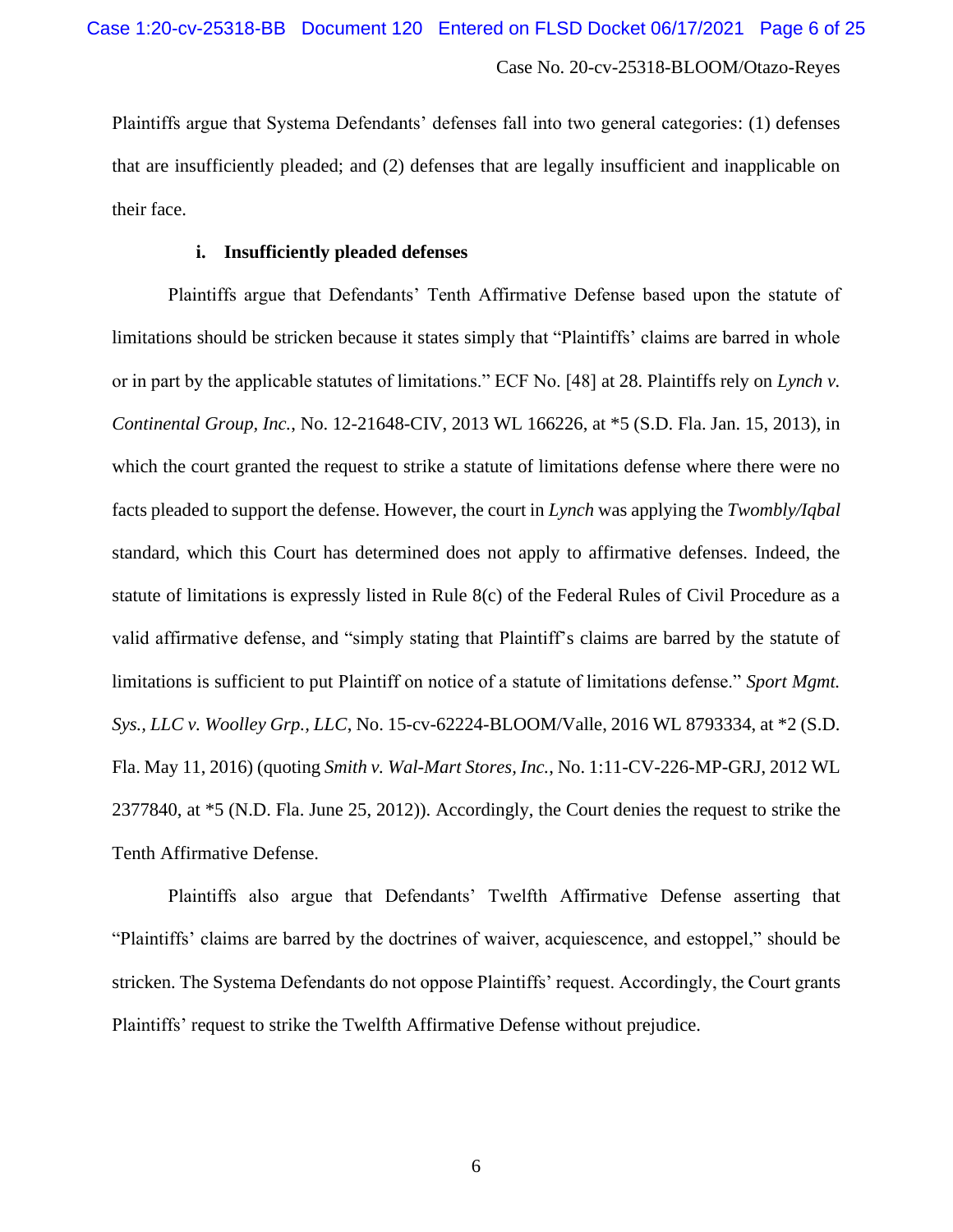Plaintiffs argue that Systema Defendants' defenses fall into two general categories: (1) defenses that are insufficiently pleaded; and (2) defenses that are legally insufficient and inapplicable on their face.

**i. Insufficiently pleaded defenses**

Plaintiffs argue that Defendants' Tenth Affirmative Defense based upon the statute of limitations should be stricken because it states simply that "Plaintiffs' claims are barred in whole or in part by the applicable statutes of limitations." ECF No. [48] at 28. Plaintiffs rely on *Lynch v. Continental Group, Inc.*, No. 12-21648-CIV, 2013 WL 166226, at *5 (S.D. Fla. Jan. 15, 2013), in which the court granted the request to strike a statute of limitations defense where there were no facts pleaded to support the defense. However, the court in *Lynch* was applying the *Twombly/Iqbal* standard, which this Court has determined does not apply to affirmative defenses. Indeed, the statute of limitations is expressly listed in Rule 8(c) of the Federal Rules of Civil Procedure as a valid affirmative defense, and "simply stating that Plaintiff's claims are barred by the statute of limitations is sufficient to put Plaintiff on notice of a statute of limitations defense." *Sport Mgmt. Sys., LLC v. Woolley Grp., LLC*, No. 15-cv-62224-BLOOM/Valle, 2016 WL 8793334, at *2 (S.D. Fla. May 11, 2016) (quoting *Smith v. Wal-Mart Stores, Inc.*, No. 1:11-CV-226-MP-GRJ, 2012 WL 2377840, at *5 (N.D. Fla. June 25, 2012)). Accordingly, the Court denies the request to strike the Tenth Affirmative Defense.

Plaintiffs also argue that Defendants' Twelfth Affirmative Defense asserting that "Plaintiffs' claims are barred by the doctrines of waiver, acquiescence, and estoppel," should be stricken. The Systema Defendants do not oppose Plaintiffs' request. Accordingly, the Court grants Plaintiffs' request to strike the Twelfth Affirmative Defense without prejudice.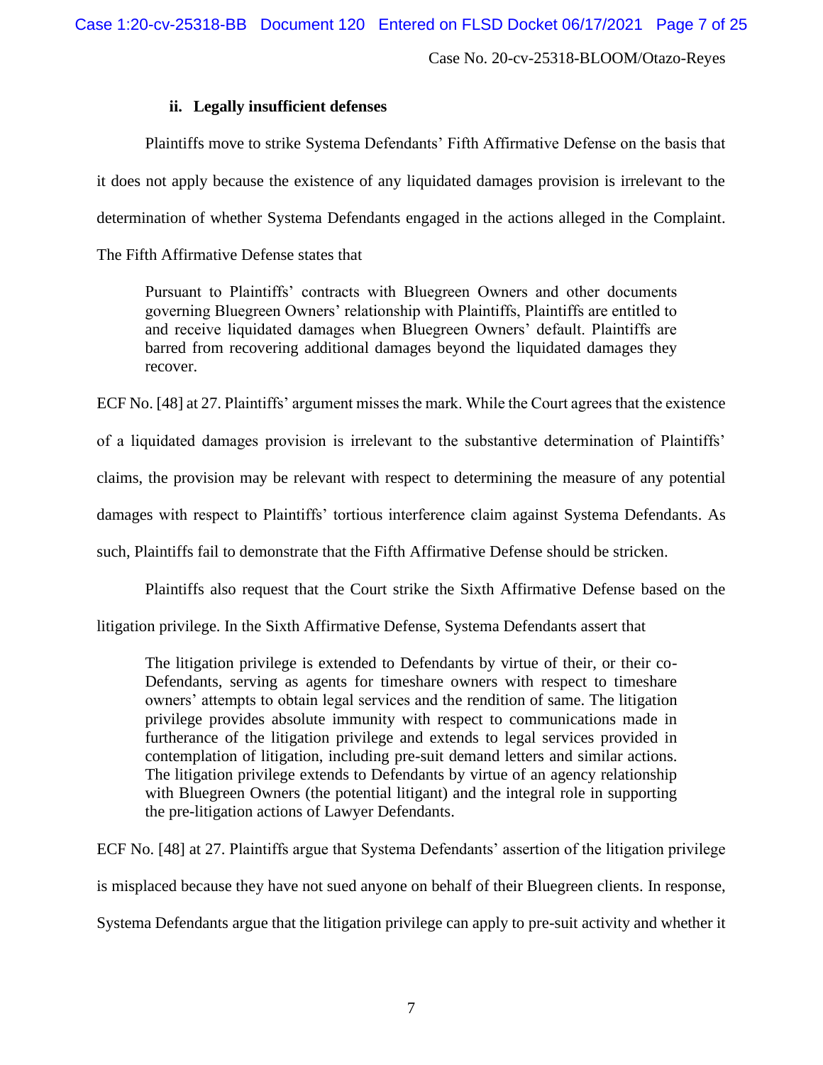### ii. Legally insufficient defenses

Plaintiffs move to strike Systema Defendants' Fifth Affirmative Defense on the basis that it does not apply because the existence of any liquidated damages provision is irrelevant to the determination of whether Systema Defendants engaged in the actions alleged in the Complaint. The Fifth Affirmative Defense states that

> Pursuant to Plaintiffs' contracts with Bluegreen Owners and other documents governing Bluegreen Owners' relationship with Plaintiffs, Plaintiffs are entitled to and receive liquidated damages when Bluegreen Owners' default. Plaintiffs are barred from recovering additional damages beyond the liquidated damages they recover.

ECF No. [48] at 27. Plaintiffs' argument misses the mark. While the Court agrees that the existence of a liquidated damages provision is irrelevant to the substantive determination of Plaintiffs' claims, the provision may be relevant with respect to determining the measure of any potential damages with respect to Plaintiffs' tortious interference claim against Systema Defendants. As such, Plaintiffs fail to demonstrate that the Fifth Affirmative Defense should be stricken.

Plaintiffs also request that the Court strike the Sixth Affirmative Defense based on the litigation privilege. In the Sixth Affirmative Defense, Systema Defendants assert that

> The litigation privilege is extended to Defendants by virtue of their, or their co-Defendants, serving as agents for timeshare owners with respect to timeshare owners' attempts to obtain legal services and the rendition of same. The litigation privilege provides absolute immunity with respect to communications made in furtherance of the litigation privilege and extends to legal services provided in contemplation of litigation, including pre-suit demand letters and similar actions. The litigation privilege extends to Defendants by virtue of an agency relationship with Bluegreen Owners (the potential litigant) and the integral role in supporting the pre-litigation actions of Lawyer Defendants.

ECF No. [48] at 27. Plaintiffs argue that Systema Defendants' assertion of the litigation privilege is misplaced because they have not sued anyone on behalf of their Bluegreen clients. In response, Systema Defendants argue that the litigation privilege can apply to pre-suit activity and whether it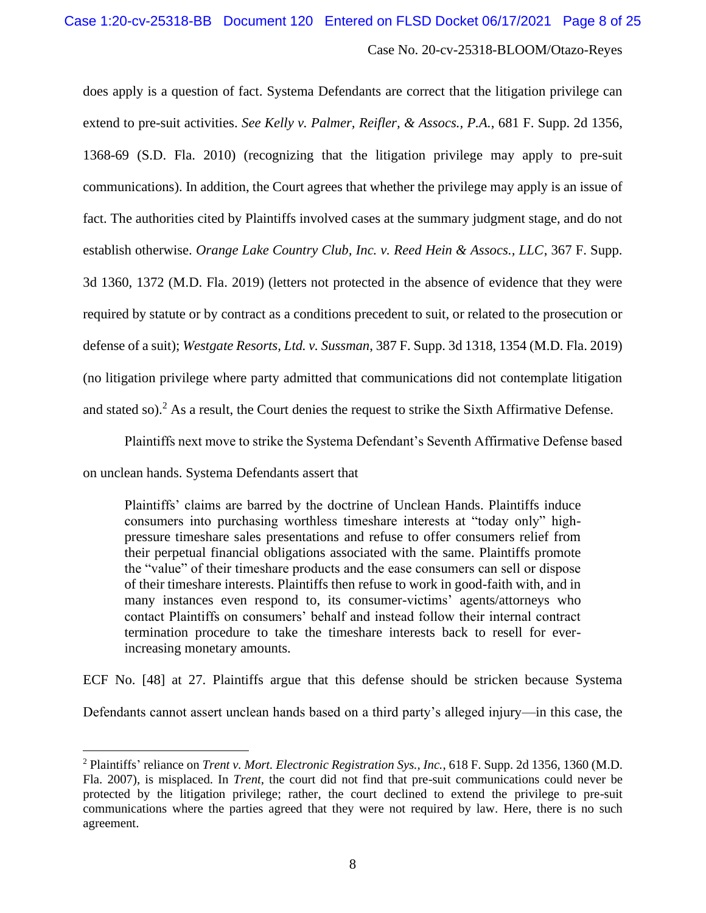does apply is a question of fact. Systema Defendants are correct that the litigation privilege can extend to pre-suit activities. *See Kelly v. Palmer, Reifler, & Assocs., P.A.*, 681 F. Supp. 2d 1356, 1368-69 (S.D. Fla. 2010) (recognizing that the litigation privilege may apply to pre-suit communications). In addition, the Court agrees that whether the privilege may apply is an issue of fact. The authorities cited by Plaintiffs involved cases at the summary judgment stage, and do not establish otherwise. *Orange Lake Country Club, Inc. v. Reed Hein & Assocs., LLC*, 367 F. Supp. 3d 1360, 1372 (M.D. Fla. 2019) (letters not protected in the absence of evidence that they were required by statute or by contract as a conditions precedent to suit, or related to the prosecution or defense of a suit); *Westgate Resorts, Ltd. v. Sussman*, 387 F. Supp. 3d 1318, 1354 (M.D. Fla. 2019) (no litigation privilege where party admitted that communications did not contemplate litigation and stated so).[2] As a result, the Court denies the request to strike the Sixth Affirmative Defense.

Plaintiffs next move to strike the Systema Defendant's Seventh Affirmative Defense based on unclean hands. Systema Defendants assert that

> Plaintiffs' claims are barred by the doctrine of Unclean Hands. Plaintiffs induce consumers into purchasing worthless timeshare interests at "today only" high-pressure timeshare sales presentations and refuse to offer consumers relief from their perpetual financial obligations associated with the same. Plaintiffs promote the "value" of their timeshare products and the ease consumers can sell or dispose of their timeshare interests. Plaintiffs then refuse to work in good-faith with, and in many instances even respond to, its consumer-victims' agents/attorneys who contact Plaintiffs on consumers' behalf and instead follow their internal contract termination procedure to take the timeshare interests back to resell for ever-increasing monetary amounts.

ECF No. [48] at 27. Plaintiffs argue that this defense should be stricken because Systema Defendants cannot assert unclean hands based on a third party's alleged injury—in this case, the

---

[2] Plaintiffs' reliance on *Trent v. Mort. Electronic Registration Sys., Inc.*, 618 F. Supp. 2d 1356, 1360 (M.D. Fla. 2007), is misplaced. In *Trent*, the court did not find that pre-suit communications could never be protected by the litigation privilege; rather, the court declined to extend the privilege to pre-suit communications where the parties agreed that they were not required by law. Here, there is no such agreement.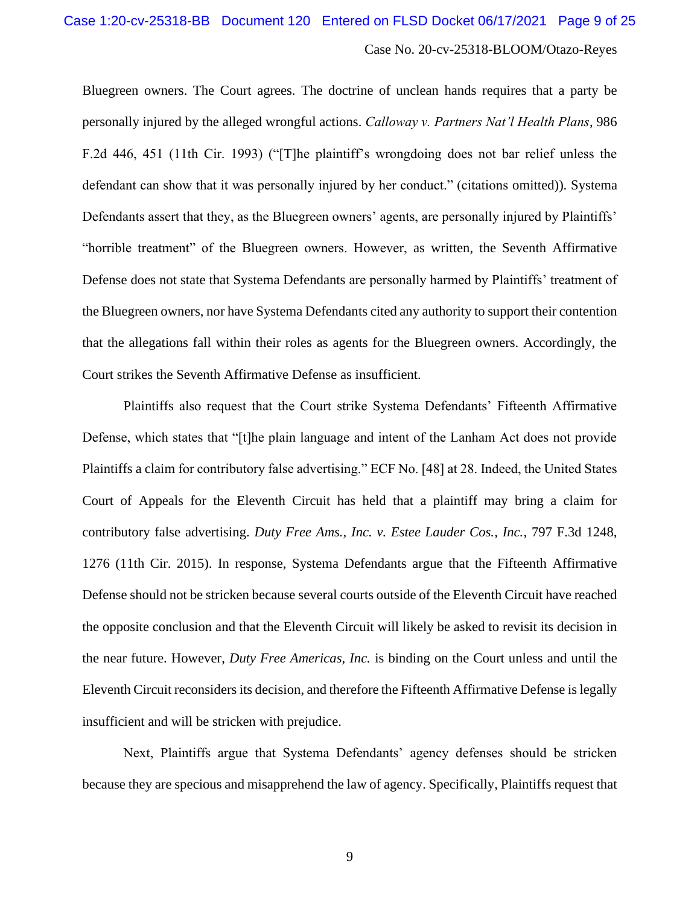Bluegreen owners. The Court agrees. The doctrine of unclean hands requires that a party be personally injured by the alleged wrongful actions. *Calloway v. Partners Nat'l Health Plans*, 986 F.2d 446, 451 (11th Cir. 1993) ("[T]he plaintiff's wrongdoing does not bar relief unless the defendant can show that it was personally injured by her conduct." (citations omitted)). Systema Defendants assert that they, as the Bluegreen owners' agents, are personally injured by Plaintiffs' "horrible treatment" of the Bluegreen owners. However, as written, the Seventh Affirmative Defense does not state that Systema Defendants are personally harmed by Plaintiffs' treatment of the Bluegreen owners, nor have Systema Defendants cited any authority to support their contention that the allegations fall within their roles as agents for the Bluegreen owners. Accordingly, the Court strikes the Seventh Affirmative Defense as insufficient.

Plaintiffs also request that the Court strike Systema Defendants' Fifteenth Affirmative Defense, which states that "[t]he plain language and intent of the Lanham Act does not provide Plaintiffs a claim for contributory false advertising." ECF No. [48] at 28. Indeed, the United States Court of Appeals for the Eleventh Circuit has held that a plaintiff may bring a claim for contributory false advertising. *Duty Free Ams., Inc. v. Estee Lauder Cos., Inc.*, 797 F.3d 1248, 1276 (11th Cir. 2015). In response, Systema Defendants argue that the Fifteenth Affirmative Defense should not be stricken because several courts outside of the Eleventh Circuit have reached the opposite conclusion and that the Eleventh Circuit will likely be asked to revisit its decision in the near future. However, *Duty Free Americas, Inc.* is binding on the Court unless and until the Eleventh Circuit reconsiders its decision, and therefore the Fifteenth Affirmative Defense is legally insufficient and will be stricken with prejudice.

Next, Plaintiffs argue that Systema Defendants' agency defenses should be stricken because they are specious and misapprehend the law of agency. Specifically, Plaintiffs request that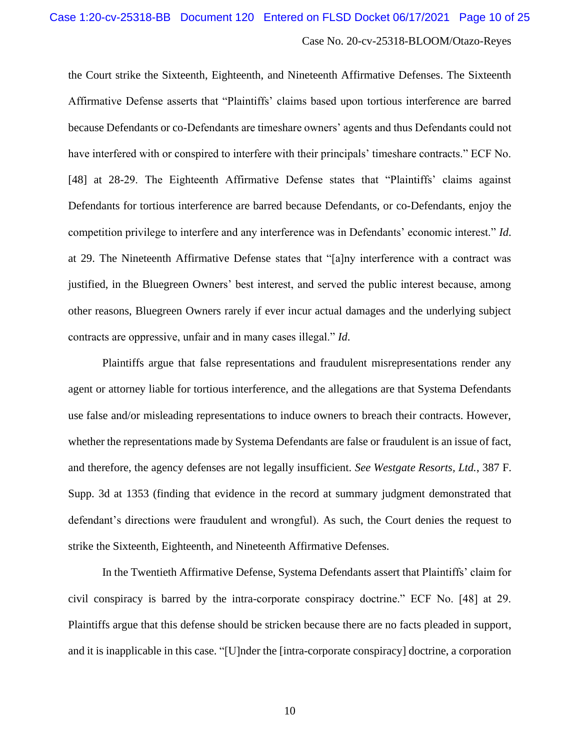the Court strike the Sixteenth, Eighteenth, and Nineteenth Affirmative Defenses. The Sixteenth Affirmative Defense asserts that "Plaintiffs' claims based upon tortious interference are barred because Defendants or co-Defendants are timeshare owners' agents and thus Defendants could not have interfered with or conspired to interfere with their principals' timeshare contracts." ECF No. [48] at 28-29. The Eighteenth Affirmative Defense states that "Plaintiffs' claims against Defendants for tortious interference are barred because Defendants, or co-Defendants, enjoy the competition privilege to interfere and any interference was in Defendants' economic interest." *Id.* at 29. The Nineteenth Affirmative Defense states that "[a]ny interference with a contract was justified, in the Bluegreen Owners' best interest, and served the public interest because, among other reasons, Bluegreen Owners rarely if ever incur actual damages and the underlying subject contracts are oppressive, unfair and in many cases illegal." *Id.*

Plaintiffs argue that false representations and fraudulent misrepresentations render any agent or attorney liable for tortious interference, and the allegations are that Systema Defendants use false and/or misleading representations to induce owners to breach their contracts. However, whether the representations made by Systema Defendants are false or fraudulent is an issue of fact, and therefore, the agency defenses are not legally insufficient. *See Westgate Resorts, Ltd.*, 387 F. Supp. 3d at 1353 (finding that evidence in the record at summary judgment demonstrated that defendant's directions were fraudulent and wrongful). As such, the Court denies the request to strike the Sixteenth, Eighteenth, and Nineteenth Affirmative Defenses.

In the Twentieth Affirmative Defense, Systema Defendants assert that Plaintiffs' claim for civil conspiracy is barred by the intra-corporate conspiracy doctrine." ECF No. [48] at 29. Plaintiffs argue that this defense should be stricken because there are no facts pleaded in support, and it is inapplicable in this case. "[U]nder the [intra-corporate conspiracy] doctrine, a corporation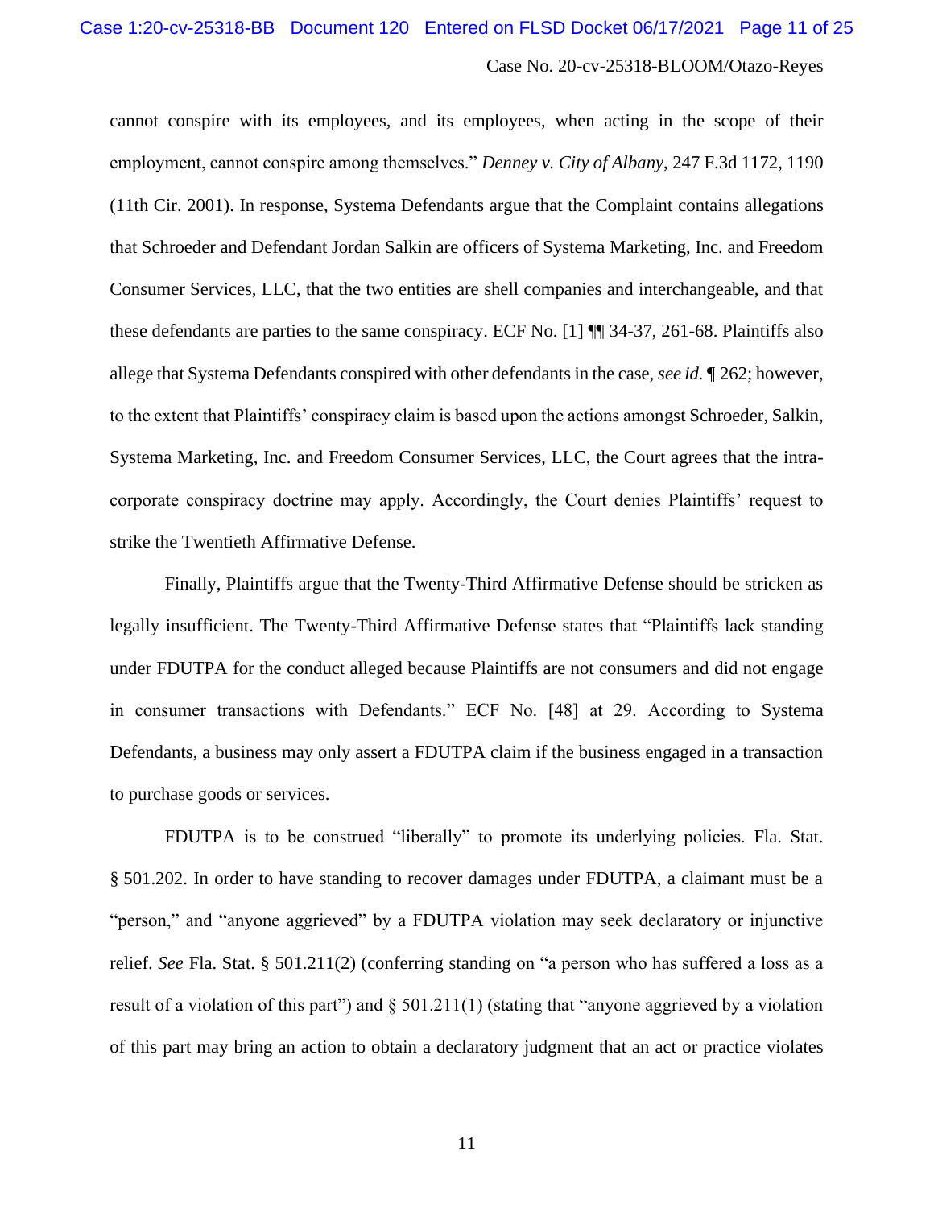cannot conspire with its employees, and its employees, when acting in the scope of their employment, cannot conspire among themselves." *Denney v. City of Albany*, 247 F.3d 1172, 1190 (11th Cir. 2001). In response, Systema Defendants argue that the Complaint contains allegations that Schroeder and Defendant Jordan Salkin are officers of Systema Marketing, Inc. and Freedom Consumer Services, LLC, that the two entities are shell companies and interchangeable, and that these defendants are parties to the same conspiracy. ECF No. [1] ¶¶ 34-37, 261-68. Plaintiffs also allege that Systema Defendants conspired with other defendants in the case, *see id.* ¶ 262; however, to the extent that Plaintiffs' conspiracy claim is based upon the actions amongst Schroeder, Salkin, Systema Marketing, Inc. and Freedom Consumer Services, LLC, the Court agrees that the intra-corporate conspiracy doctrine may apply. Accordingly, the Court denies Plaintiffs' request to strike the Twentieth Affirmative Defense.

Finally, Plaintiffs argue that the Twenty-Third Affirmative Defense should be stricken as legally insufficient. The Twenty-Third Affirmative Defense states that "Plaintiffs lack standing under FDUTPA for the conduct alleged because Plaintiffs are not consumers and did not engage in consumer transactions with Defendants." ECF No. [48] at 29. According to Systema Defendants, a business may only assert a FDUTPA claim if the business engaged in a transaction to purchase goods or services.

FDUTPA is to be construed "liberally" to promote its underlying policies. Fla. Stat. § 501.202. In order to have standing to recover damages under FDUTPA, a claimant must be a "person," and "anyone aggrieved" by a FDUTPA violation may seek declaratory or injunctive relief. *See* Fla. Stat. § 501.211(2) (conferring standing on "a person who has suffered a loss as a result of a violation of this part") and § 501.211(1) (stating that "anyone aggrieved by a violation of this part may bring an action to obtain a declaratory judgment that an act or practice violates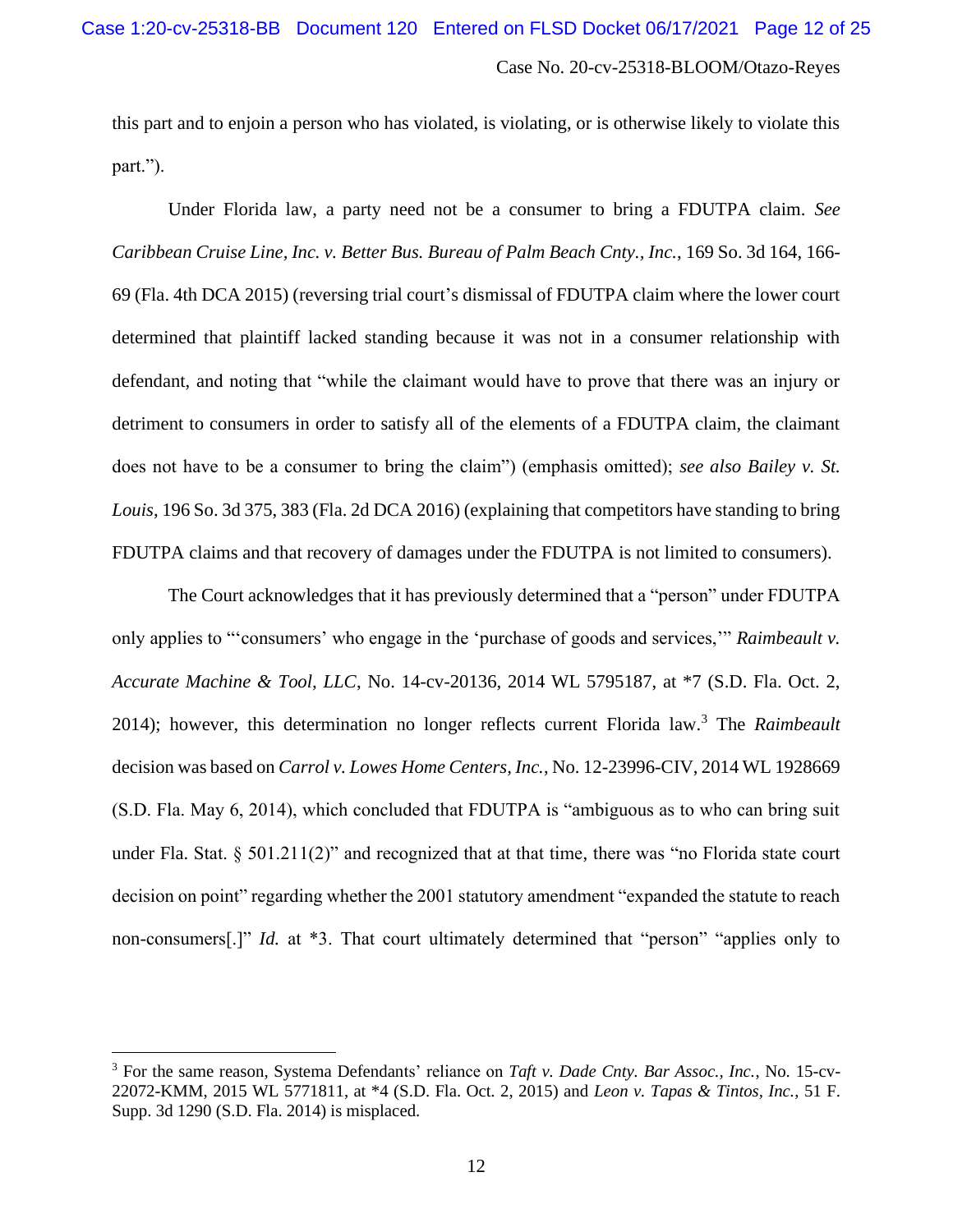this part and to enjoin a person who has violated, is violating, or is otherwise likely to violate this part.").

Under Florida law, a party need not be a consumer to bring a FDUTPA claim. *See Caribbean Cruise Line, Inc. v. Better Bus. Bureau of Palm Beach Cnty., Inc.*, 169 So. 3d 164, 166-69 (Fla. 4th DCA 2015) (reversing trial court's dismissal of FDUTPA claim where the lower court determined that plaintiff lacked standing because it was not in a consumer relationship with defendant, and noting that "while the claimant would have to prove that there was an injury or detriment to consumers in order to satisfy all of the elements of a FDUTPA claim, the claimant does not have to be a consumer to bring the claim") (emphasis omitted); *see also Bailey v. St. Louis*, 196 So. 3d 375, 383 (Fla. 2d DCA 2016) (explaining that competitors have standing to bring FDUTPA claims and that recovery of damages under the FDUTPA is not limited to consumers).

The Court acknowledges that it has previously determined that a "person" under FDUTPA only applies to "'consumers' who engage in the 'purchase of goods and services,'" *Raimbeault v. Accurate Machine & Tool, LLC*, No. 14-cv-20136, 2014 WL 5795187, at *7 (S.D. Fla. Oct. 2, 2014); however, this determination no longer reflects current Florida law.[3] The *Raimbeault* decision was based on *Carrol v. Lowes Home Centers, Inc.*, No. 12-23996-CIV, 2014 WL 1928669 (S.D. Fla. May 6, 2014), which concluded that FDUTPA is "ambiguous as to who can bring suit under Fla. Stat. § 501.211(2)" and recognized that at that time, there was "no Florida state court decision on point" regarding whether the 2001 statutory amendment "expanded the statute to reach non-consumers[.]" *Id.* at *3. That court ultimately determined that "person" "applies only to

[3] For the same reason, Systema Defendants' reliance on *Taft v. Dade Cnty. Bar Assoc., Inc.*, No. 15-cv-22072-KMM, 2015 WL 5771811, at *4 (S.D. Fla. Oct. 2, 2015) and *Leon v. Tapas & Tintos, Inc.*, 51 F. Supp. 3d 1290 (S.D. Fla. 2014) is misplaced.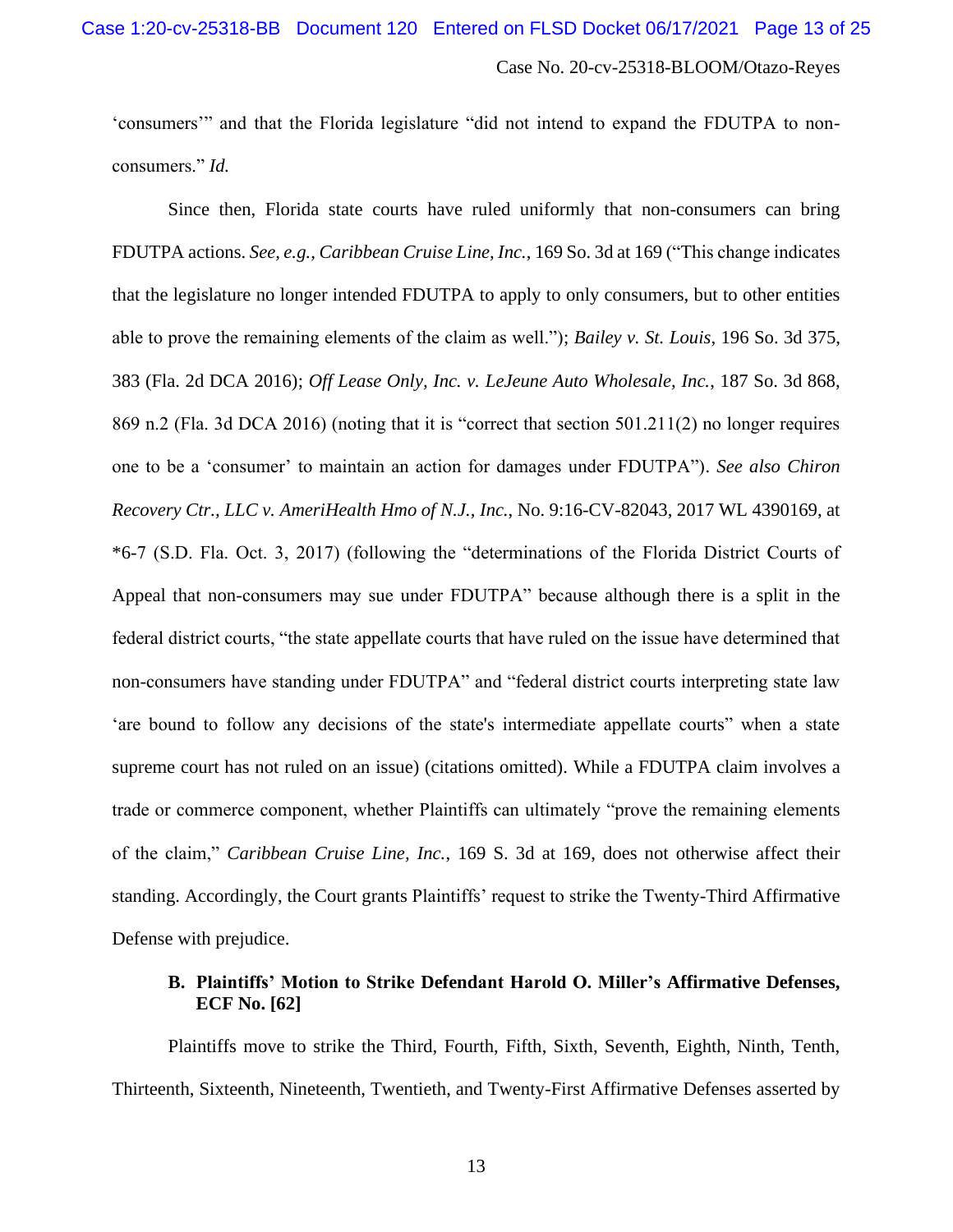'consumers'" and that the Florida legislature "did not intend to expand the FDUTPA to non-consumers." *Id.*

Since then, Florida state courts have ruled uniformly that non-consumers can bring FDUTPA actions. *See, e.g., Caribbean Cruise Line, Inc.*, 169 So. 3d at 169 ("This change indicates that the legislature no longer intended FDUTPA to apply to only consumers, but to other entities able to prove the remaining elements of the claim as well."); *Bailey v. St. Louis*, 196 So. 3d 375, 383 (Fla. 2d DCA 2016); *Off Lease Only, Inc. v. LeJeune Auto Wholesale, Inc.*, 187 So. 3d 868, 869 n.2 (Fla. 3d DCA 2016) (noting that it is "correct that section 501.211(2) no longer requires one to be a 'consumer' to maintain an action for damages under FDUTPA"). *See also Chiron Recovery Ctr., LLC v. AmeriHealth Hmo of N.J., Inc.*, No. 9:16-CV-82043, 2017 WL 4390169, at *6-7 (S.D. Fla. Oct. 3, 2017) (following the "determinations of the Florida District Courts of Appeal that non-consumers may sue under FDUTPA" because although there is a split in the federal district courts, "the state appellate courts that have ruled on the issue have determined that non-consumers have standing under FDUTPA" and "federal district courts interpreting state law 'are bound to follow any decisions of the state's intermediate appellate courts" when a state supreme court has not ruled on an issue) (citations omitted). While a FDUTPA claim involves a trade or commerce component, whether Plaintiffs can ultimately "prove the remaining elements of the claim," *Caribbean Cruise Line, Inc.*, 169 S. 3d at 169, does not otherwise affect their standing. Accordingly, the Court grants Plaintiffs' request to strike the Twenty-Third Affirmative Defense with prejudice.

### B. Plaintiffs' Motion to Strike Defendant Harold O. Miller's Affirmative Defenses, ECF No. [62]

Plaintiffs move to strike the Third, Fourth, Fifth, Sixth, Seventh, Eighth, Ninth, Tenth, Thirteenth, Sixteenth, Nineteenth, Twentieth, and Twenty-First Affirmative Defenses asserted by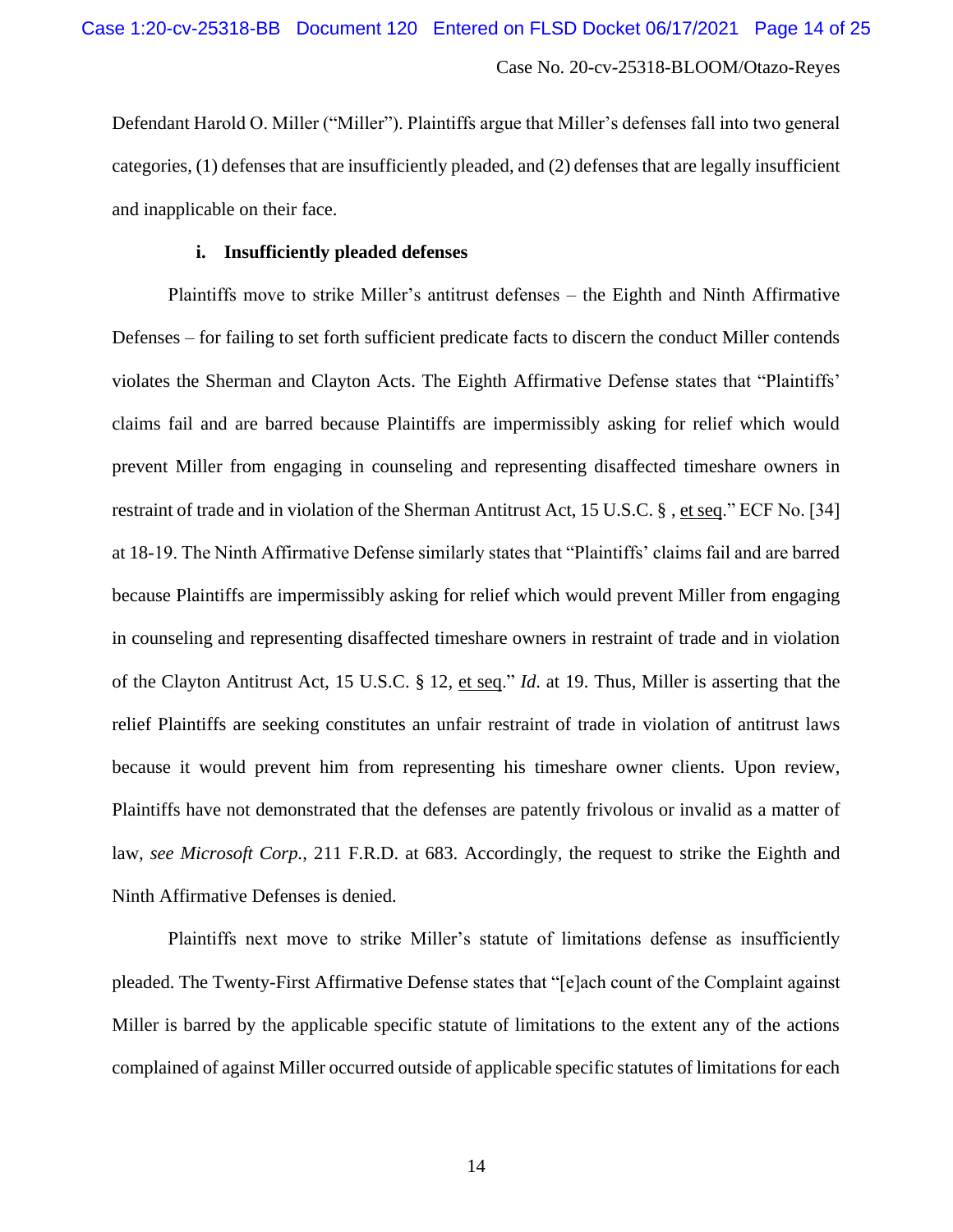Defendant Harold O. Miller ("Miller"). Plaintiffs argue that Miller's defenses fall into two general categories, (1) defenses that are insufficiently pleaded, and (2) defenses that are legally insufficient and inapplicable on their face.

**i. Insufficiently pleaded defenses**

Plaintiffs move to strike Miller's antitrust defenses – the Eighth and Ninth Affirmative Defenses – for failing to set forth sufficient predicate facts to discern the conduct Miller contends violates the Sherman and Clayton Acts. The Eighth Affirmative Defense states that "Plaintiffs' claims fail and are barred because Plaintiffs are impermissibly asking for relief which would prevent Miller from engaging in counseling and representing disaffected timeshare owners in restraint of trade and in violation of the Sherman Antitrust Act, 15 U.S.C. § , et seq." ECF No. [34] at 18-19. The Ninth Affirmative Defense similarly states that "Plaintiffs' claims fail and are barred because Plaintiffs are impermissibly asking for relief which would prevent Miller from engaging in counseling and representing disaffected timeshare owners in restraint of trade and in violation of the Clayton Antitrust Act, 15 U.S.C. § 12, et seq." *Id.* at 19. Thus, Miller is asserting that the relief Plaintiffs are seeking constitutes an unfair restraint of trade in violation of antitrust laws because it would prevent him from representing his timeshare owner clients. Upon review, Plaintiffs have not demonstrated that the defenses are patently frivolous or invalid as a matter of law, *see Microsoft Corp.*, 211 F.R.D. at 683. Accordingly, the request to strike the Eighth and Ninth Affirmative Defenses is denied.

Plaintiffs next move to strike Miller's statute of limitations defense as insufficiently pleaded. The Twenty-First Affirmative Defense states that "[e]ach count of the Complaint against Miller is barred by the applicable specific statute of limitations to the extent any of the actions complained of against Miller occurred outside of applicable specific statutes of limitations for each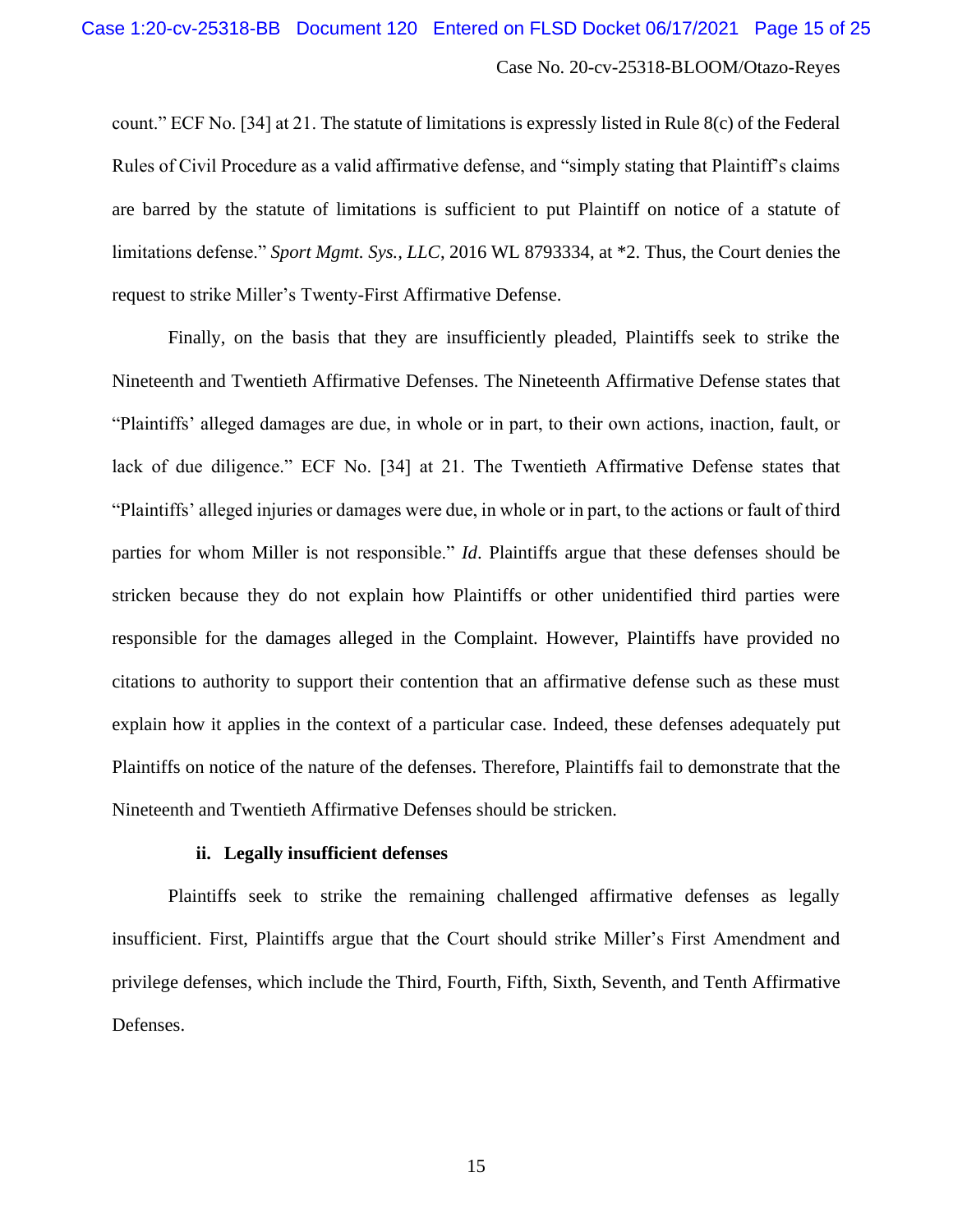count." ECF No. [34] at 21. The statute of limitations is expressly listed in Rule 8(c) of the Federal Rules of Civil Procedure as a valid affirmative defense, and "simply stating that Plaintiff's claims are barred by the statute of limitations is sufficient to put Plaintiff on notice of a statute of limitations defense." *Sport Mgmt. Sys., LLC*, 2016 WL 8793334, at *2. Thus, the Court denies the request to strike Miller's Twenty-First Affirmative Defense.

Finally, on the basis that they are insufficiently pleaded, Plaintiffs seek to strike the Nineteenth and Twentieth Affirmative Defenses. The Nineteenth Affirmative Defense states that "Plaintiffs' alleged damages are due, in whole or in part, to their own actions, inaction, fault, or lack of due diligence." ECF No. [34] at 21. The Twentieth Affirmative Defense states that "Plaintiffs' alleged injuries or damages were due, in whole or in part, to the actions or fault of third parties for whom Miller is not responsible." *Id*. Plaintiffs argue that these defenses should be stricken because they do not explain how Plaintiffs or other unidentified third parties were responsible for the damages alleged in the Complaint. However, Plaintiffs have provided no citations to authority to support their contention that an affirmative defense such as these must explain how it applies in the context of a particular case. Indeed, these defenses adequately put Plaintiffs on notice of the nature of the defenses. Therefore, Plaintiffs fail to demonstrate that the Nineteenth and Twentieth Affirmative Defenses should be stricken.

**ii. Legally insufficient defenses**

Plaintiffs seek to strike the remaining challenged affirmative defenses as legally insufficient. First, Plaintiffs argue that the Court should strike Miller's First Amendment and privilege defenses, which include the Third, Fourth, Fifth, Sixth, Seventh, and Tenth Affirmative Defenses.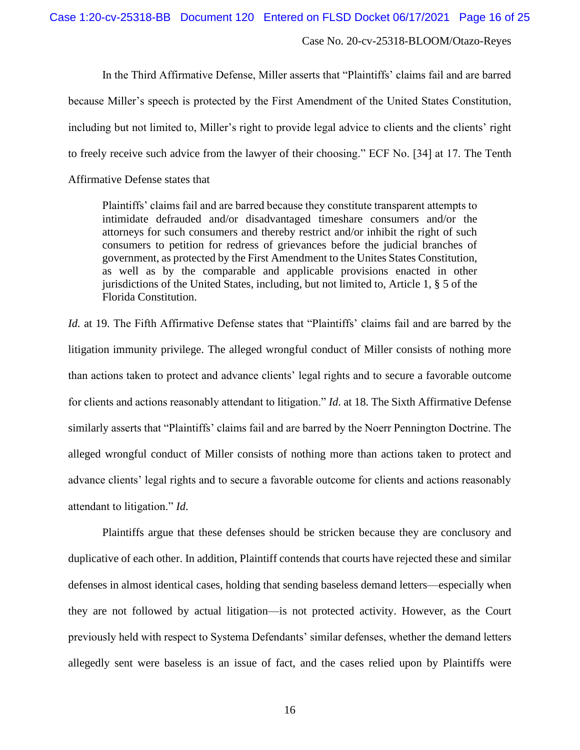In the Third Affirmative Defense, Miller asserts that "Plaintiffs' claims fail and are barred because Miller's speech is protected by the First Amendment of the United States Constitution, including but not limited to, Miller's right to provide legal advice to clients and the clients' right to freely receive such advice from the lawyer of their choosing." ECF No. [34] at 17. The Tenth Affirmative Defense states that

> Plaintiffs' claims fail and are barred because they constitute transparent attempts to intimidate defrauded and/or disadvantaged timeshare consumers and/or the attorneys for such consumers and thereby restrict and/or inhibit the right of such consumers to petition for redress of grievances before the judicial branches of government, as protected by the First Amendment to the Unites States Constitution, as well as by the comparable and applicable provisions enacted in other jurisdictions of the United States, including, but not limited to, Article 1, § 5 of the Florida Constitution.

*Id.* at 19. The Fifth Affirmative Defense states that "Plaintiffs' claims fail and are barred by the litigation immunity privilege. The alleged wrongful conduct of Miller consists of nothing more than actions taken to protect and advance clients' legal rights and to secure a favorable outcome for clients and actions reasonably attendant to litigation." *Id.* at 18. The Sixth Affirmative Defense similarly asserts that "Plaintiffs' claims fail and are barred by the Noerr Pennington Doctrine. The alleged wrongful conduct of Miller consists of nothing more than actions taken to protect and advance clients' legal rights and to secure a favorable outcome for clients and actions reasonably attendant to litigation." *Id.*

Plaintiffs argue that these defenses should be stricken because they are conclusory and duplicative of each other. In addition, Plaintiff contends that courts have rejected these and similar defenses in almost identical cases, holding that sending baseless demand letters—especially when they are not followed by actual litigation—is not protected activity. However, as the Court previously held with respect to Systema Defendants' similar defenses, whether the demand letters allegedly sent were baseless is an issue of fact, and the cases relied upon by Plaintiffs were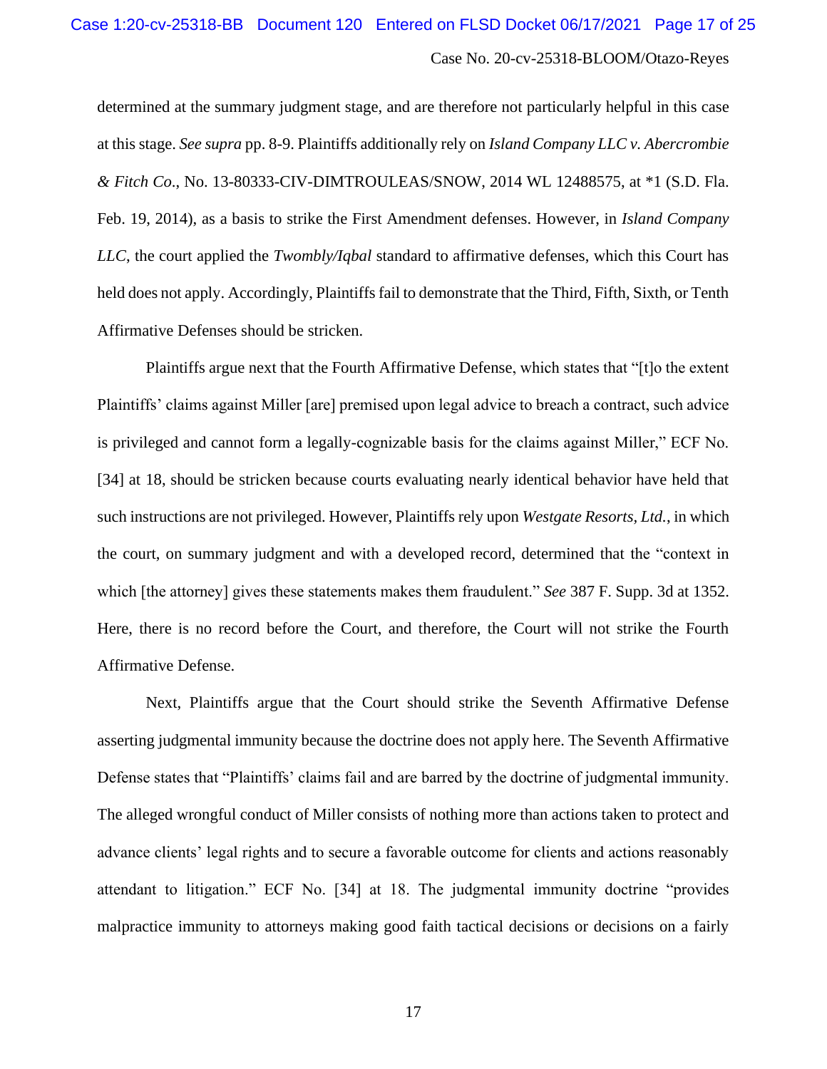determined at the summary judgment stage, and are therefore not particularly helpful in this case at this stage. *See supra* pp. 8-9. Plaintiffs additionally rely on *Island Company LLC v. Abercrombie & Fitch Co*., No. 13-80333-CIV-DIMTROULEAS/SNOW, 2014 WL 12488575, at *1 (S.D. Fla. Feb. 19, 2014), as a basis to strike the First Amendment defenses. However, in *Island Company LLC*, the court applied the *Twombly/Iqbal* standard to affirmative defenses, which this Court has held does not apply. Accordingly, Plaintiffs fail to demonstrate that the Third, Fifth, Sixth, or Tenth Affirmative Defenses should be stricken.

Plaintiffs argue next that the Fourth Affirmative Defense, which states that "[t]o the extent Plaintiffs' claims against Miller [are] premised upon legal advice to breach a contract, such advice is privileged and cannot form a legally-cognizable basis for the claims against Miller," ECF No. [34] at 18, should be stricken because courts evaluating nearly identical behavior have held that such instructions are not privileged. However, Plaintiffs rely upon *Westgate Resorts, Ltd.*, in which the court, on summary judgment and with a developed record, determined that the "context in which [the attorney] gives these statements makes them fraudulent." *See* 387 F. Supp. 3d at 1352. Here, there is no record before the Court, and therefore, the Court will not strike the Fourth Affirmative Defense.

Next, Plaintiffs argue that the Court should strike the Seventh Affirmative Defense asserting judgmental immunity because the doctrine does not apply here. The Seventh Affirmative Defense states that "Plaintiffs' claims fail and are barred by the doctrine of judgmental immunity. The alleged wrongful conduct of Miller consists of nothing more than actions taken to protect and advance clients' legal rights and to secure a favorable outcome for clients and actions reasonably attendant to litigation." ECF No. [34] at 18. The judgmental immunity doctrine "provides malpractice immunity to attorneys making good faith tactical decisions or decisions on a fairly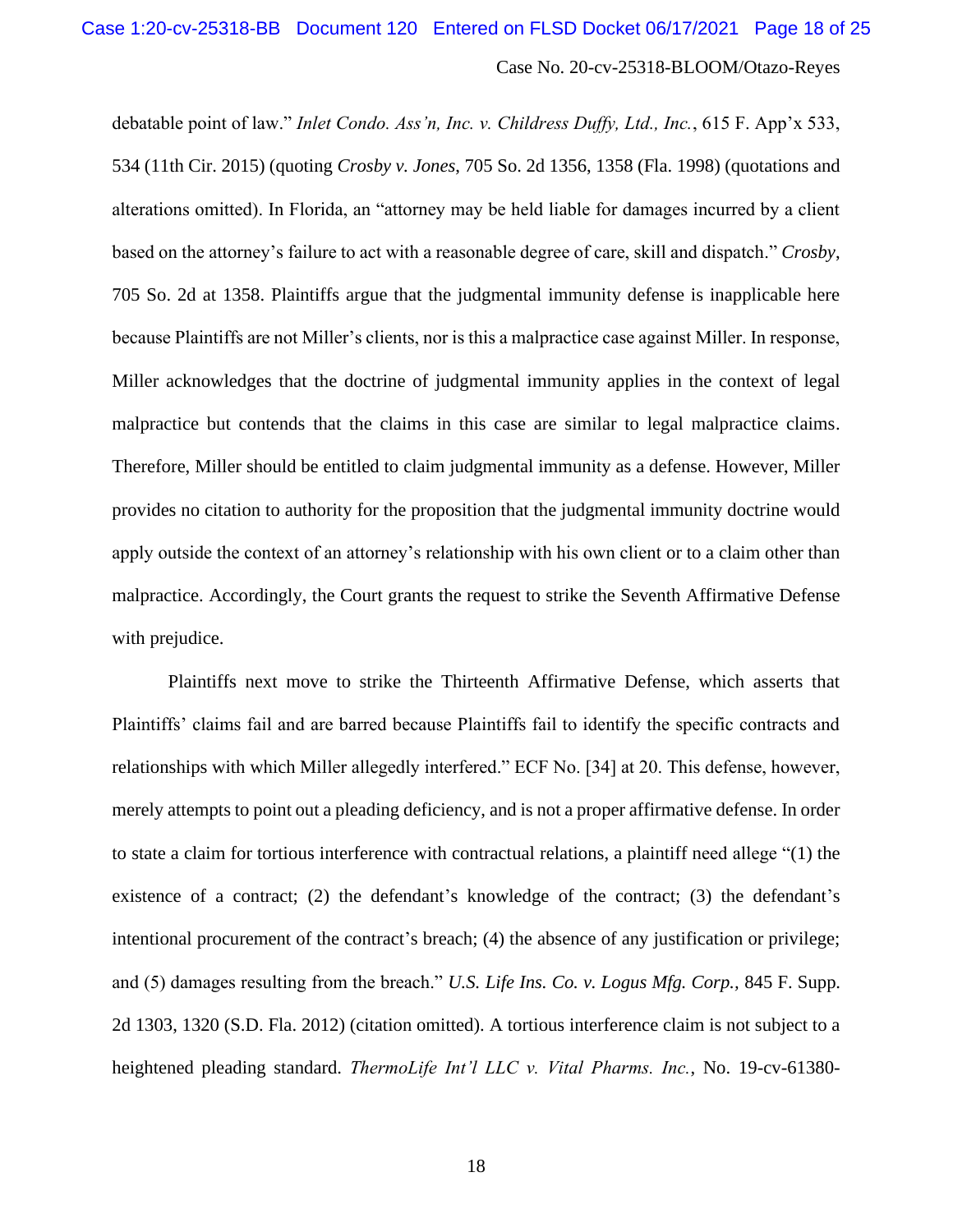debatable point of law." *Inlet Condo. Ass'n, Inc. v. Childress Duffy, Ltd., Inc.*, 615 F. App'x 533, 534 (11th Cir. 2015) (quoting *Crosby v. Jones*, 705 So. 2d 1356, 1358 (Fla. 1998) (quotations and alterations omitted). In Florida, an "attorney may be held liable for damages incurred by a client based on the attorney's failure to act with a reasonable degree of care, skill and dispatch." *Crosby*, 705 So. 2d at 1358. Plaintiffs argue that the judgmental immunity defense is inapplicable here because Plaintiffs are not Miller's clients, nor is this a malpractice case against Miller. In response, Miller acknowledges that the doctrine of judgmental immunity applies in the context of legal malpractice but contends that the claims in this case are similar to legal malpractice claims. Therefore, Miller should be entitled to claim judgmental immunity as a defense. However, Miller provides no citation to authority for the proposition that the judgmental immunity doctrine would apply outside the context of an attorney's relationship with his own client or to a claim other than malpractice. Accordingly, the Court grants the request to strike the Seventh Affirmative Defense with prejudice.

Plaintiffs next move to strike the Thirteenth Affirmative Defense, which asserts that Plaintiffs' claims fail and are barred because Plaintiffs fail to identify the specific contracts and relationships with which Miller allegedly interfered." ECF No. [34] at 20. This defense, however, merely attempts to point out a pleading deficiency, and is not a proper affirmative defense. In order to state a claim for tortious interference with contractual relations, a plaintiff need allege "(1) the existence of a contract; (2) the defendant's knowledge of the contract; (3) the defendant's intentional procurement of the contract's breach; (4) the absence of any justification or privilege; and (5) damages resulting from the breach." *U.S. Life Ins. Co. v. Logus Mfg. Corp.*, 845 F. Supp. 2d 1303, 1320 (S.D. Fla. 2012) (citation omitted). A tortious interference claim is not subject to a heightened pleading standard. *ThermoLife Int'l LLC v. Vital Pharms. Inc.*, No. 19-cv-61380-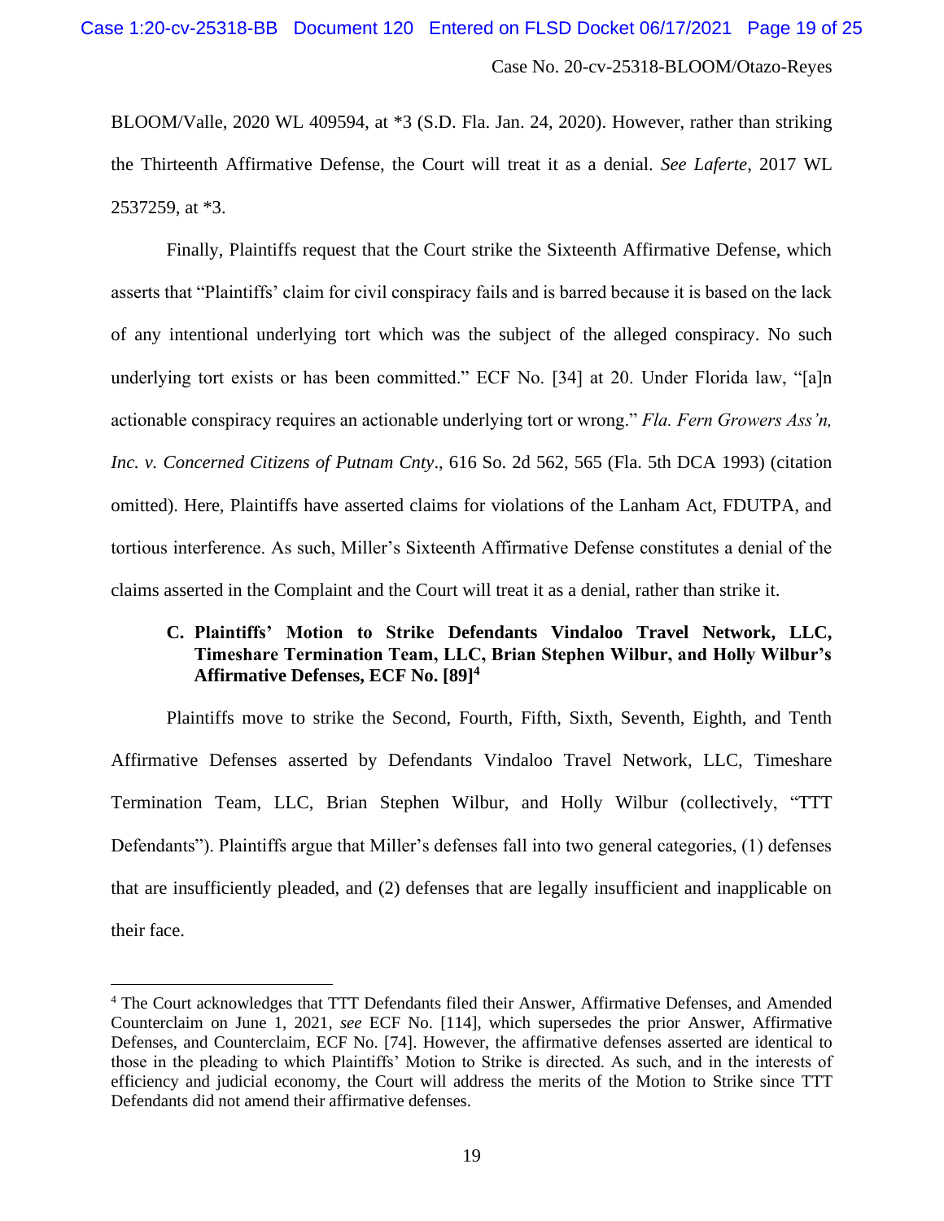BLOOM/Valle, 2020 WL 409594, at *3 (S.D. Fla. Jan. 24, 2020). However, rather than striking the Thirteenth Affirmative Defense, the Court will treat it as a denial. *See Laferte*, 2017 WL 2537259, at *3.

Finally, Plaintiffs request that the Court strike the Sixteenth Affirmative Defense, which asserts that "Plaintiffs' claim for civil conspiracy fails and is barred because it is based on the lack of any intentional underlying tort which was the subject of the alleged conspiracy. No such underlying tort exists or has been committed." ECF No. [34] at 20. Under Florida law, "[a]n actionable conspiracy requires an actionable underlying tort or wrong." *Fla. Fern Growers Ass'n, Inc. v. Concerned Citizens of Putnam Cnty*., 616 So. 2d 562, 565 (Fla. 5th DCA 1993) (citation omitted). Here, Plaintiffs have asserted claims for violations of the Lanham Act, FDUTPA, and tortious interference. As such, Miller's Sixteenth Affirmative Defense constitutes a denial of the claims asserted in the Complaint and the Court will treat it as a denial, rather than strike it.

### C. Plaintiffs' Motion to Strike Defendants Vindaloo Travel Network, LLC, Timeshare Termination Team, LLC, Brian Stephen Wilbur, and Holly Wilbur's Affirmative Defenses, ECF No. [89][4]

Plaintiffs move to strike the Second, Fourth, Fifth, Sixth, Seventh, Eighth, and Tenth Affirmative Defenses asserted by Defendants Vindaloo Travel Network, LLC, Timeshare Termination Team, LLC, Brian Stephen Wilbur, and Holly Wilbur (collectively, "TTT Defendants"). Plaintiffs argue that Miller's defenses fall into two general categories, (1) defenses that are insufficiently pleaded, and (2) defenses that are legally insufficient and inapplicable on their face.

---

[4] The Court acknowledges that TTT Defendants filed their Answer, Affirmative Defenses, and Amended Counterclaim on June 1, 2021, *see* ECF No. [114], which supersedes the prior Answer, Affirmative Defenses, and Counterclaim, ECF No. [74]. However, the affirmative defenses asserted are identical to those in the pleading to which Plaintiffs' Motion to Strike is directed. As such, and in the interests of efficiency and judicial economy, the Court will address the merits of the Motion to Strike since TTT Defendants did not amend their affirmative defenses.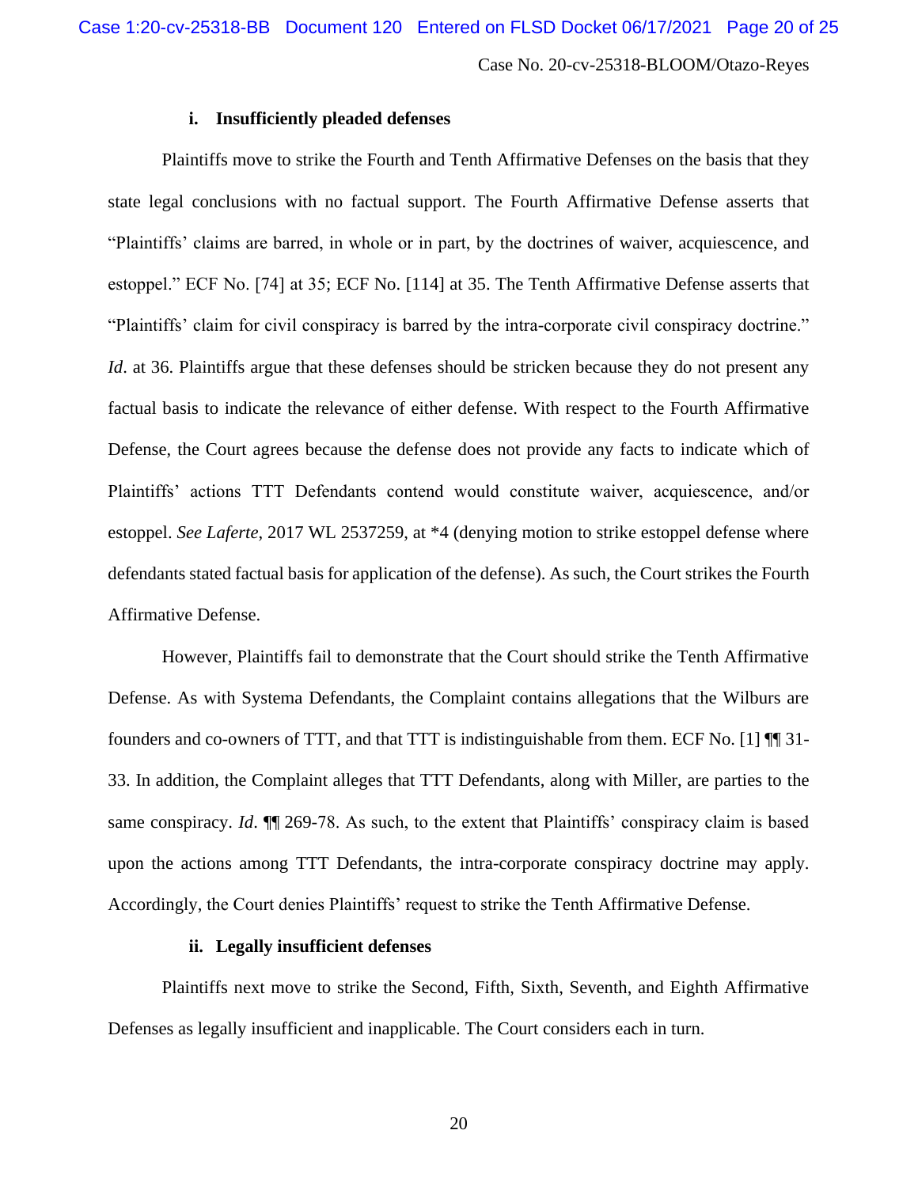#### i. Insufficiently pleaded defenses

Plaintiffs move to strike the Fourth and Tenth Affirmative Defenses on the basis that they state legal conclusions with no factual support. The Fourth Affirmative Defense asserts that "Plaintiffs' claims are barred, in whole or in part, by the doctrines of waiver, acquiescence, and estoppel." ECF No. [74] at 35; ECF No. [114] at 35. The Tenth Affirmative Defense asserts that "Plaintiffs' claim for civil conspiracy is barred by the intra-corporate civil conspiracy doctrine." *Id*. at 36. Plaintiffs argue that these defenses should be stricken because they do not present any factual basis to indicate the relevance of either defense. With respect to the Fourth Affirmative Defense, the Court agrees because the defense does not provide any facts to indicate which of Plaintiffs' actions TTT Defendants contend would constitute waiver, acquiescence, and/or estoppel. *See Laferte*, 2017 WL 2537259, at *4 (denying motion to strike estoppel defense where defendants stated factual basis for application of the defense). As such, the Court strikes the Fourth Affirmative Defense.

However, Plaintiffs fail to demonstrate that the Court should strike the Tenth Affirmative Defense. As with Systema Defendants, the Complaint contains allegations that the Wilburs are founders and co-owners of TTT, and that TTT is indistinguishable from them. ECF No. [1] ¶¶ 31-33. In addition, the Complaint alleges that TTT Defendants, along with Miller, are parties to the same conspiracy. *Id*. ¶¶ 269-78. As such, to the extent that Plaintiffs' conspiracy claim is based upon the actions among TTT Defendants, the intra-corporate conspiracy doctrine may apply. Accordingly, the Court denies Plaintiffs' request to strike the Tenth Affirmative Defense.

#### ii. Legally insufficient defenses

Plaintiffs next move to strike the Second, Fifth, Sixth, Seventh, and Eighth Affirmative Defenses as legally insufficient and inapplicable. The Court considers each in turn.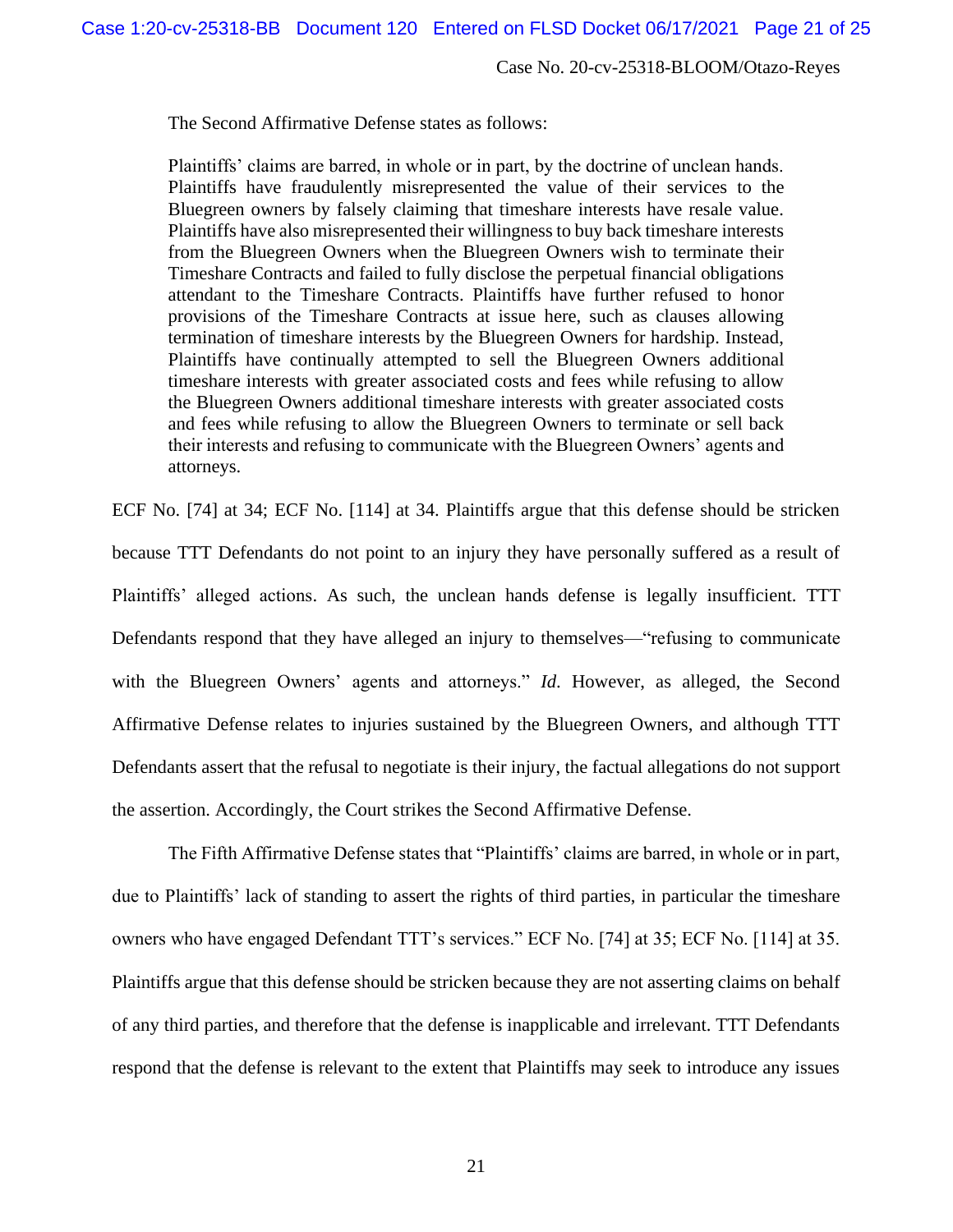The Second Affirmative Defense states as follows:

> Plaintiffs' claims are barred, in whole or in part, by the doctrine of unclean hands. Plaintiffs have fraudulently misrepresented the value of their services to the Bluegreen owners by falsely claiming that timeshare interests have resale value. Plaintiffs have also misrepresented their willingness to buy back timeshare interests from the Bluegreen Owners when the Bluegreen Owners wish to terminate their Timeshare Contracts and failed to fully disclose the perpetual financial obligations attendant to the Timeshare Contracts. Plaintiffs have further refused to honor provisions of the Timeshare Contracts at issue here, such as clauses allowing termination of timeshare interests by the Bluegreen Owners for hardship. Instead, Plaintiffs have continually attempted to sell the Bluegreen Owners additional timeshare interests with greater associated costs and fees while refusing to allow the Bluegreen Owners additional timeshare interests with greater associated costs and fees while refusing to allow the Bluegreen Owners to terminate or sell back their interests and refusing to communicate with the Bluegreen Owners' agents and attorneys.

ECF No. [74] at 34; ECF No. [114] at 34. Plaintiffs argue that this defense should be stricken because TTT Defendants do not point to an injury they have personally suffered as a result of Plaintiffs' alleged actions. As such, the unclean hands defense is legally insufficient. TTT Defendants respond that they have alleged an injury to themselves—"refusing to communicate with the Bluegreen Owners' agents and attorneys." *Id*. However, as alleged, the Second Affirmative Defense relates to injuries sustained by the Bluegreen Owners, and although TTT Defendants assert that the refusal to negotiate is their injury, the factual allegations do not support the assertion. Accordingly, the Court strikes the Second Affirmative Defense.

The Fifth Affirmative Defense states that "Plaintiffs' claims are barred, in whole or in part, due to Plaintiffs' lack of standing to assert the rights of third parties, in particular the timeshare owners who have engaged Defendant TTT's services." ECF No. [74] at 35; ECF No. [114] at 35. Plaintiffs argue that this defense should be stricken because they are not asserting claims on behalf of any third parties, and therefore that the defense is inapplicable and irrelevant. TTT Defendants respond that the defense is relevant to the extent that Plaintiffs may seek to introduce any issues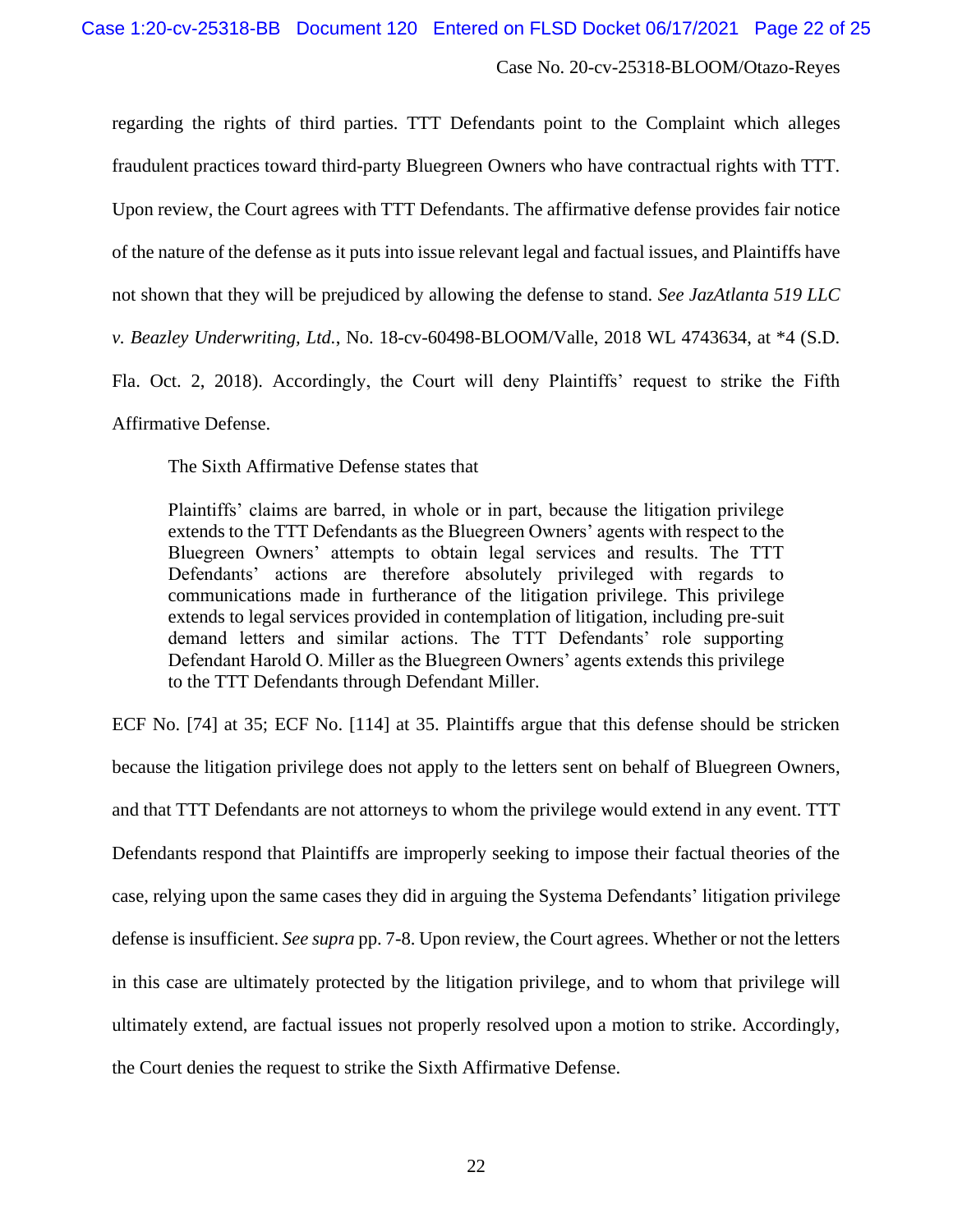regarding the rights of third parties. TTT Defendants point to the Complaint which alleges fraudulent practices toward third-party Bluegreen Owners who have contractual rights with TTT. Upon review, the Court agrees with TTT Defendants. The affirmative defense provides fair notice of the nature of the defense as it puts into issue relevant legal and factual issues, and Plaintiffs have not shown that they will be prejudiced by allowing the defense to stand. *See JazAtlanta 519 LLC v. Beazley Underwriting, Ltd.*, No. 18-cv-60498-BLOOM/Valle, 2018 WL 4743634, at *4 (S.D. Fla. Oct. 2, 2018). Accordingly, the Court will deny Plaintiffs' request to strike the Fifth Affirmative Defense.

The Sixth Affirmative Defense states that

> Plaintiffs' claims are barred, in whole or in part, because the litigation privilege extends to the TTT Defendants as the Bluegreen Owners' agents with respect to the Bluegreen Owners' attempts to obtain legal services and results. The TTT Defendants' actions are therefore absolutely privileged with regards to communications made in furtherance of the litigation privilege. This privilege extends to legal services provided in contemplation of litigation, including pre-suit demand letters and similar actions. The TTT Defendants' role supporting Defendant Harold O. Miller as the Bluegreen Owners' agents extends this privilege to the TTT Defendants through Defendant Miller.

ECF No. [74] at 35; ECF No. [114] at 35. Plaintiffs argue that this defense should be stricken because the litigation privilege does not apply to the letters sent on behalf of Bluegreen Owners, and that TTT Defendants are not attorneys to whom the privilege would extend in any event. TTT Defendants respond that Plaintiffs are improperly seeking to impose their factual theories of the case, relying upon the same cases they did in arguing the Systema Defendants' litigation privilege defense is insufficient. *See supra* pp. 7-8. Upon review, the Court agrees. Whether or not the letters in this case are ultimately protected by the litigation privilege, and to whom that privilege will ultimately extend, are factual issues not properly resolved upon a motion to strike. Accordingly, the Court denies the request to strike the Sixth Affirmative Defense.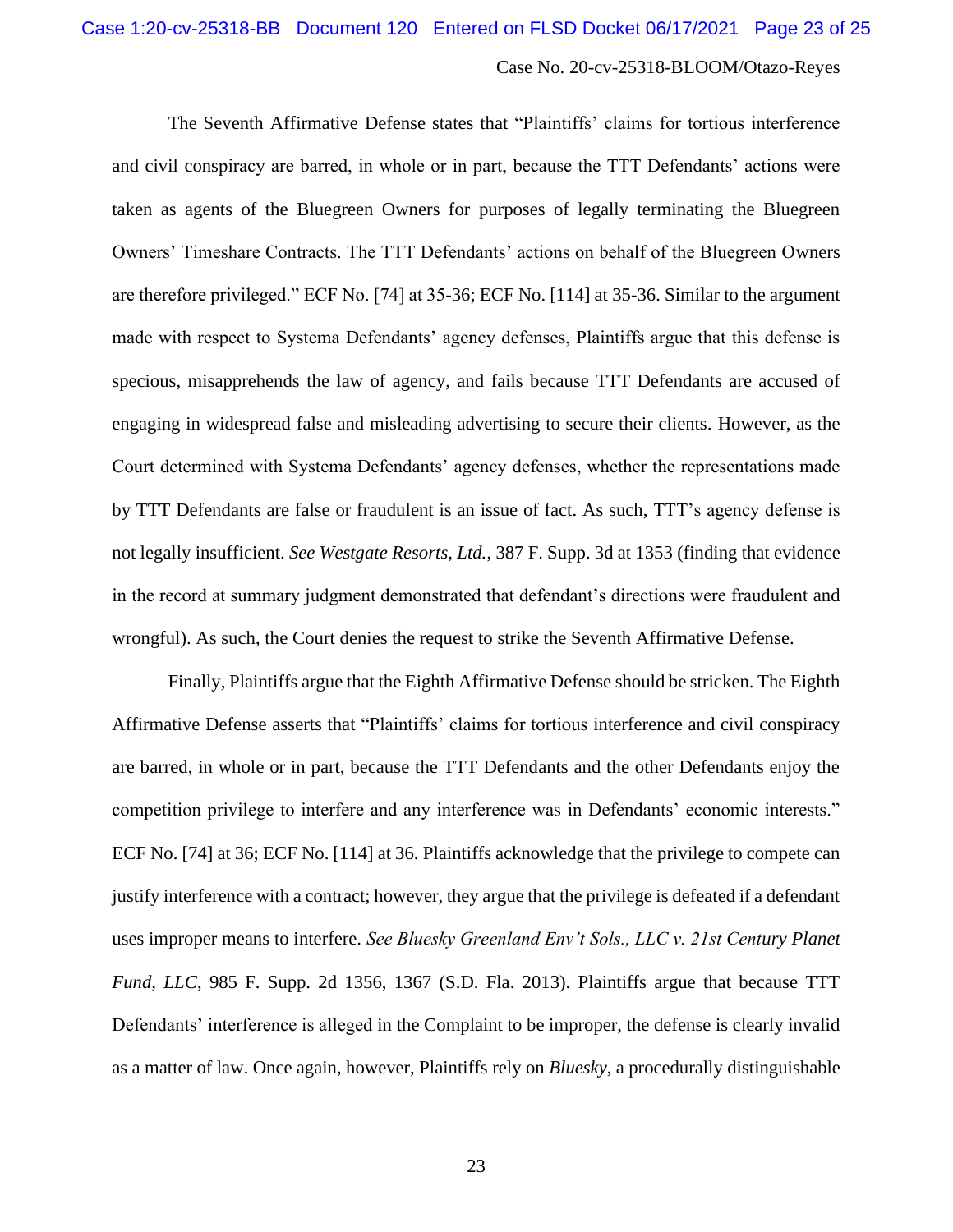The Seventh Affirmative Defense states that "Plaintiffs' claims for tortious interference and civil conspiracy are barred, in whole or in part, because the TTT Defendants' actions were taken as agents of the Bluegreen Owners for purposes of legally terminating the Bluegreen Owners' Timeshare Contracts. The TTT Defendants' actions on behalf of the Bluegreen Owners are therefore privileged." ECF No. [74] at 35-36; ECF No. [114] at 35-36. Similar to the argument made with respect to Systema Defendants' agency defenses, Plaintiffs argue that this defense is specious, misapprehends the law of agency, and fails because TTT Defendants are accused of engaging in widespread false and misleading advertising to secure their clients. However, as the Court determined with Systema Defendants' agency defenses, whether the representations made by TTT Defendants are false or fraudulent is an issue of fact. As such, TTT's agency defense is not legally insufficient. *See Westgate Resorts, Ltd.*, 387 F. Supp. 3d at 1353 (finding that evidence in the record at summary judgment demonstrated that defendant's directions were fraudulent and wrongful). As such, the Court denies the request to strike the Seventh Affirmative Defense.

Finally, Plaintiffs argue that the Eighth Affirmative Defense should be stricken. The Eighth Affirmative Defense asserts that "Plaintiffs' claims for tortious interference and civil conspiracy are barred, in whole or in part, because the TTT Defendants and the other Defendants enjoy the competition privilege to interfere and any interference was in Defendants' economic interests." ECF No. [74] at 36; ECF No. [114] at 36. Plaintiffs acknowledge that the privilege to compete can justify interference with a contract; however, they argue that the privilege is defeated if a defendant uses improper means to interfere. *See Bluesky Greenland Env't Sols., LLC v. 21st Century Planet Fund, LLC*, 985 F. Supp. 2d 1356, 1367 (S.D. Fla. 2013). Plaintiffs argue that because TTT Defendants' interference is alleged in the Complaint to be improper, the defense is clearly invalid as a matter of law. Once again, however, Plaintiffs rely on *Bluesky*, a procedurally distinguishable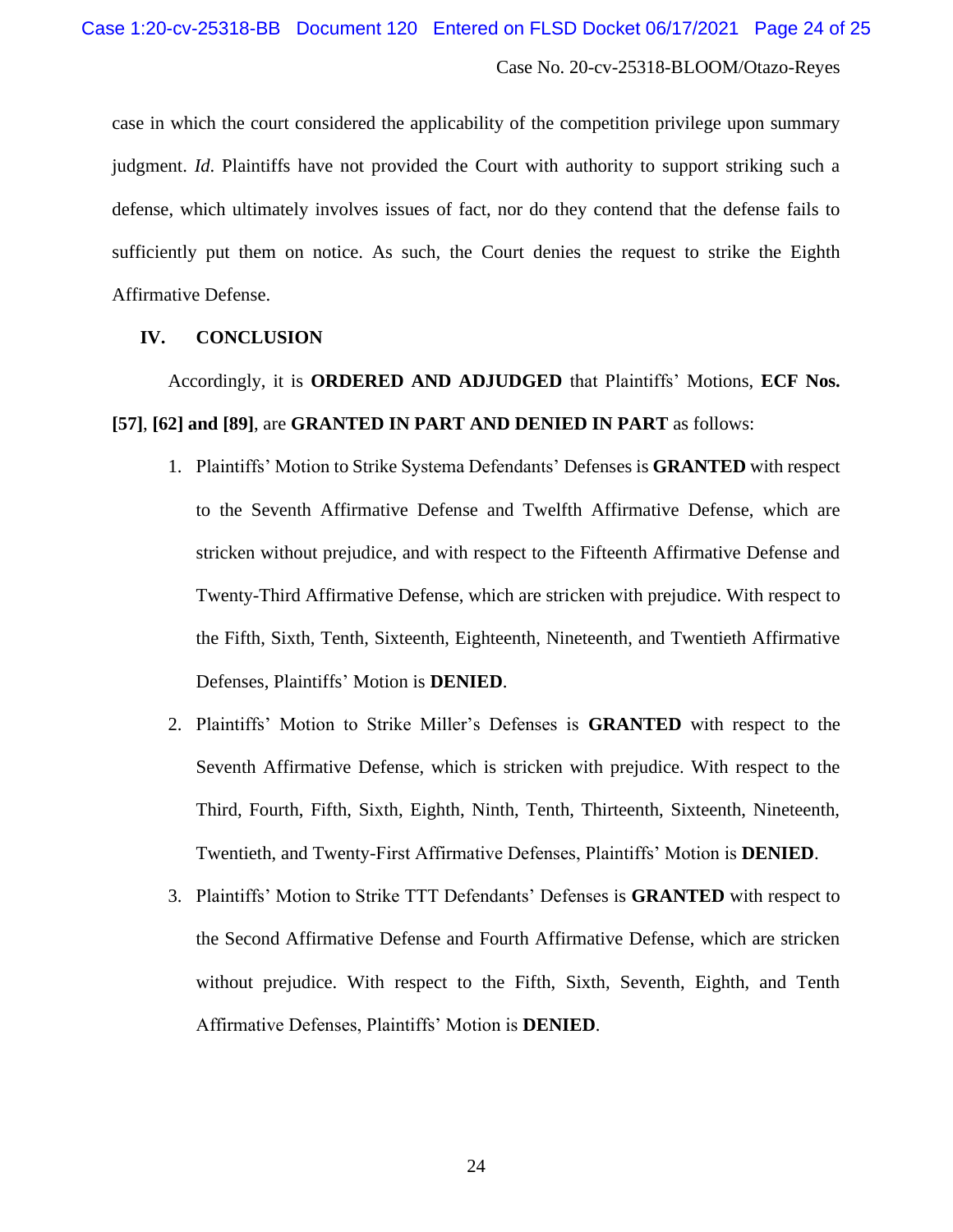case in which the court considered the applicability of the competition privilege upon summary judgment. *Id.* Plaintiffs have not provided the Court with authority to support striking such a defense, which ultimately involves issues of fact, nor do they contend that the defense fails to sufficiently put them on notice. As such, the Court denies the request to strike the Eighth Affirmative Defense.

## IV. CONCLUSION

Accordingly, it is **ORDERED AND ADJUDGED** that Plaintiffs' Motions, **ECF Nos. [57]**, **[62] and [89]**, are **GRANTED IN PART AND DENIED IN PART** as follows:

1. Plaintiffs' Motion to Strike Systema Defendants' Defenses is **GRANTED** with respect to the Seventh Affirmative Defense and Twelfth Affirmative Defense, which are stricken without prejudice, and with respect to the Fifteenth Affirmative Defense and Twenty-Third Affirmative Defense, which are stricken with prejudice. With respect to the Fifth, Sixth, Tenth, Sixteenth, Eighteenth, Nineteenth, and Twentieth Affirmative Defenses, Plaintiffs' Motion is **DENIED**.
2. Plaintiffs' Motion to Strike Miller's Defenses is **GRANTED** with respect to the Seventh Affirmative Defense, which is stricken with prejudice. With respect to the Third, Fourth, Fifth, Sixth, Eighth, Ninth, Tenth, Thirteenth, Sixteenth, Nineteenth, Twentieth, and Twenty-First Affirmative Defenses, Plaintiffs' Motion is **DENIED**.
3. Plaintiffs' Motion to Strike TTT Defendants' Defenses is **GRANTED** with respect to the Second Affirmative Defense and Fourth Affirmative Defense, which are stricken without prejudice. With respect to the Fifth, Sixth, Seventh, Eighth, and Tenth Affirmative Defenses, Plaintiffs' Motion is **DENIED**.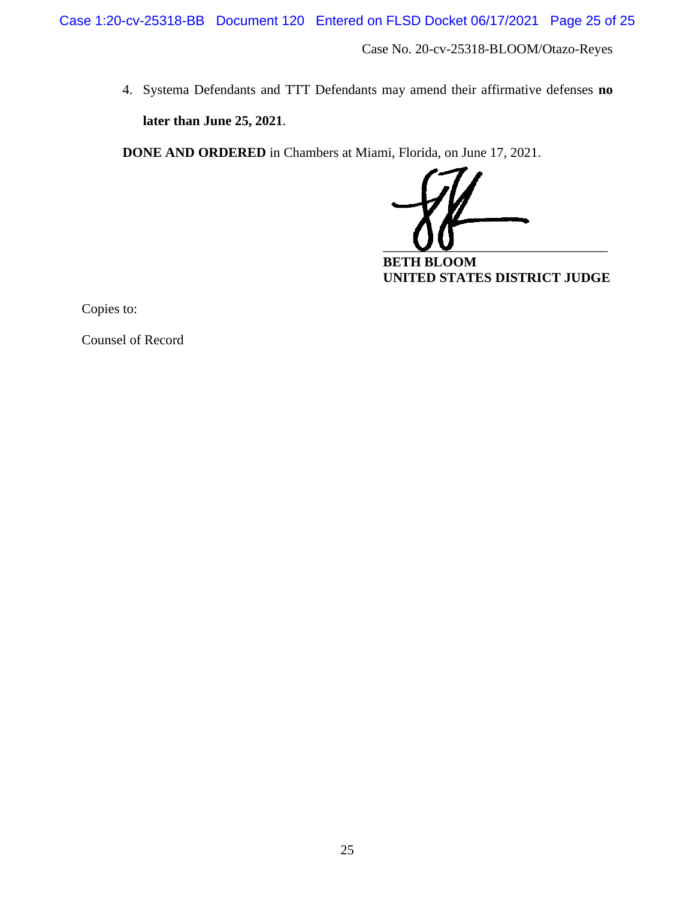4. Systema Defendants and TTT Defendants may amend their affirmative defenses **no later than June 25, 2021**.

**DONE AND ORDERED** in Chambers at Miami, Florida, on June 17, 2021.

**BETH BLOOM**
**UNITED STATES DISTRICT JUDGE**

Copies to:

Counsel of Record